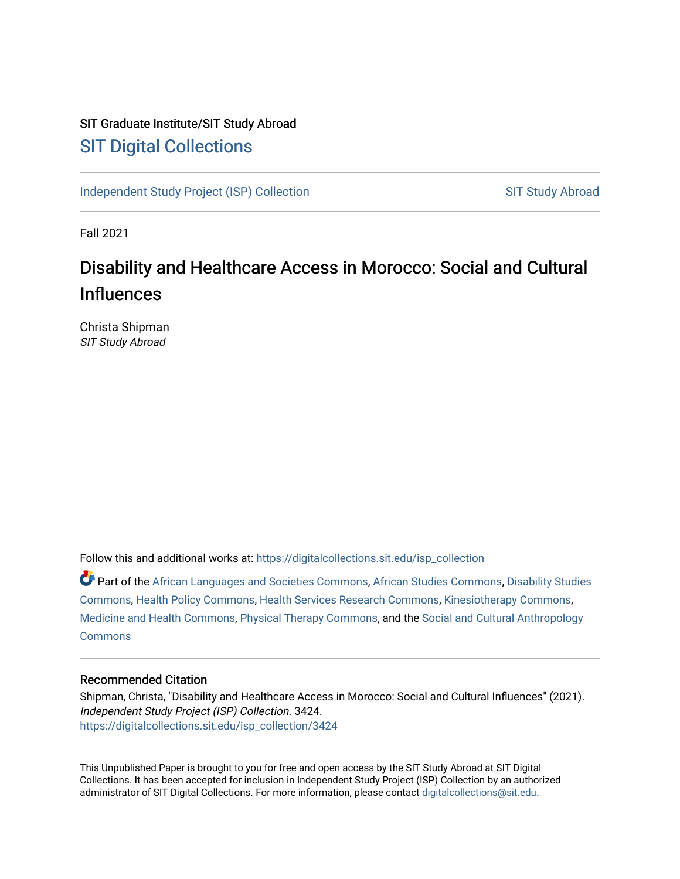SIT Graduate Institute/SIT Study Abroad

# SIT Digital Collections

Independent Study Project (ISP) Collection

SIT Study Abroad

Fall 2021

## Disability and Healthcare Access in Morocco: Social and Cultural Influences

Christa Shipman

*SIT Study Abroad*

Follow this and additional works at: https://digitalcollections.sit.edu/isp_collection

Part of the African Languages and Societies Commons, African Studies Commons, Disability Studies Commons, Health Policy Commons, Health Services Research Commons, Kinesiotherapy Commons, Medicine and Health Commons, Physical Therapy Commons, and the Social and Cultural Anthropology Commons

### Recommended Citation

Shipman, Christa, "Disability and Healthcare Access in Morocco: Social and Cultural Influences" (2021). *Independent Study Project (ISP) Collection*. 3424.
https://digitalcollections.sit.edu/isp_collection/3424

This Unpublished Paper is brought to you for free and open access by the SIT Study Abroad at SIT Digital Collections. It has been accepted for inclusion in Independent Study Project (ISP) Collection by an authorized administrator of SIT Digital Collections. For more information, please contact digitalcollections@sit.edu.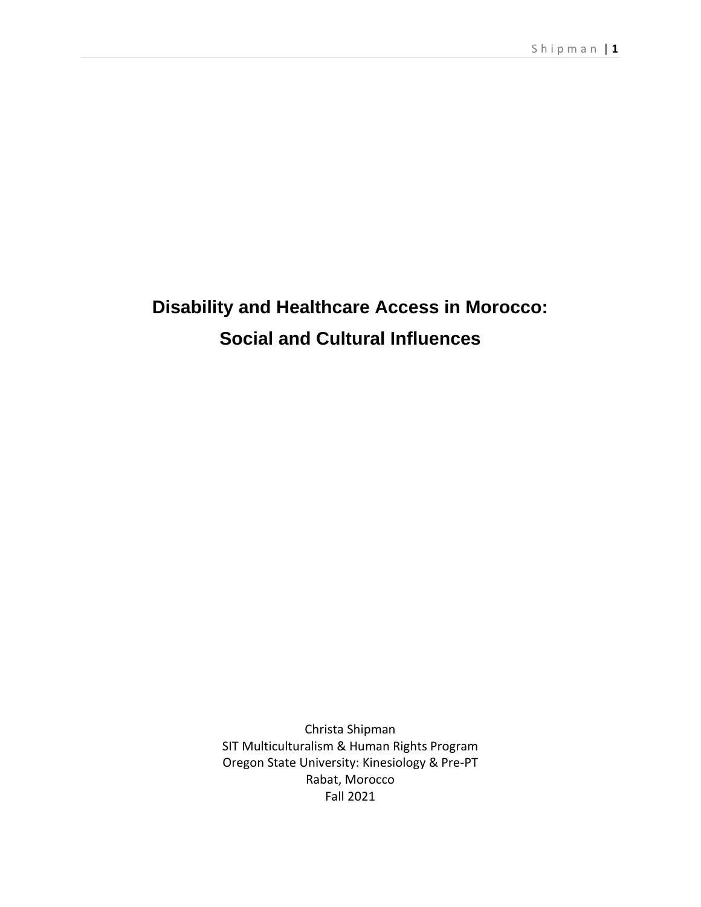# Disability and Healthcare Access in Morocco: Social and Cultural Influences

Christa Shipman
SIT Multiculturalism & Human Rights Program
Oregon State University: Kinesiology & Pre-PT
Rabat, Morocco
Fall 2021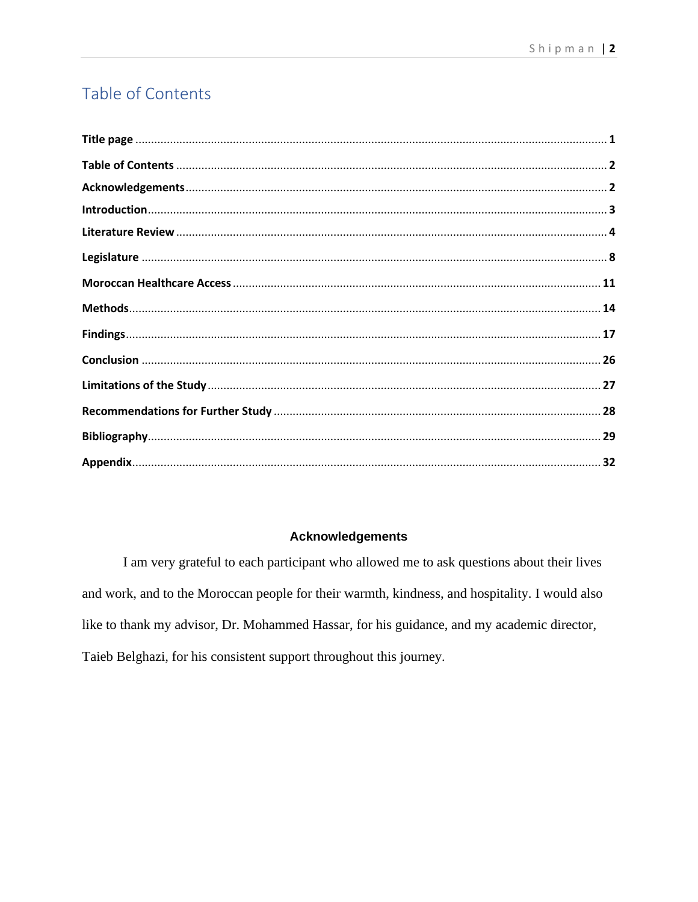## Table of Contents

**Title page** .......... **1**

**Table of Contents** .......... **2**

**Acknowledgements** .......... **2**

**Introduction** .......... **3**

**Literature Review** .......... **4**

**Legislature** .......... **8**

**Moroccan Healthcare Access** .......... **11**

**Methods** .......... **14**

**Findings** .......... **17**

**Conclusion** .......... **26**

**Limitations of the Study** .......... **27**

**Recommendations for Further Study** .......... **28**

**Bibliography** .......... **29**

**Appendix** .......... **32**

### Acknowledgements

I am very grateful to each participant who allowed me to ask questions about their lives and work, and to the Moroccan people for their warmth, kindness, and hospitality. I would also like to thank my advisor, Dr. Mohammed Hassar, for his guidance, and my academic director, Taieb Belghazi, for his consistent support throughout this journey.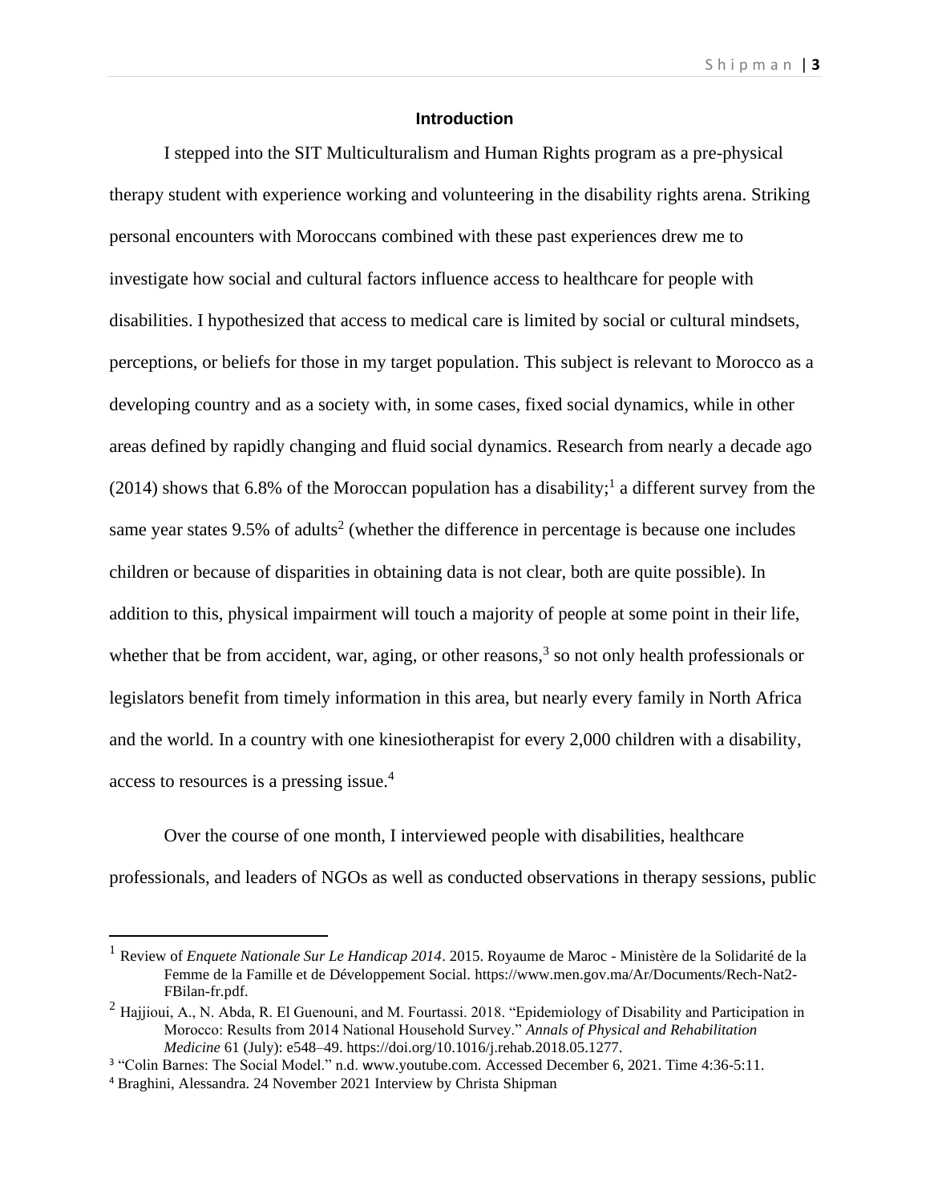## Introduction

I stepped into the SIT Multiculturalism and Human Rights program as a pre-physical therapy student with experience working and volunteering in the disability rights arena. Striking personal encounters with Moroccans combined with these past experiences drew me to investigate how social and cultural factors influence access to healthcare for people with disabilities. I hypothesized that access to medical care is limited by social or cultural mindsets, perceptions, or beliefs for those in my target population. This subject is relevant to Morocco as a developing country and as a society with, in some cases, fixed social dynamics, while in other areas defined by rapidly changing and fluid social dynamics. Research from nearly a decade ago (2014) shows that 6.8% of the Moroccan population has a disability;[1] a different survey from the same year states 9.5% of adults[2] (whether the difference in percentage is because one includes children or because of disparities in obtaining data is not clear, both are quite possible). In addition to this, physical impairment will touch a majority of people at some point in their life, whether that be from accident, war, aging, or other reasons,[3] so not only health professionals or legislators benefit from timely information in this area, but nearly every family in North Africa and the world. In a country with one kinesiotherapist for every 2,000 children with a disability, access to resources is a pressing issue.[4]

Over the course of one month, I interviewed people with disabilities, healthcare professionals, and leaders of NGOs as well as conducted observations in therapy sessions, public

---

[1] Review of *Enquete Nationale Sur Le Handicap 2014*. 2015. Royaume de Maroc - Ministère de la Solidarité de la Femme de la Famille et de Développement Social. https://www.men.gov.ma/Ar/Documents/Rech-Nat2-FBilan-fr.pdf.

[2] Hajjioui, A., N. Abda, R. El Guenouni, and M. Fourtassi. 2018. "Epidemiology of Disability and Participation in Morocco: Results from 2014 National Household Survey." *Annals of Physical and Rehabilitation Medicine* 61 (July): e548–49. https://doi.org/10.1016/j.rehab.2018.05.1277.

[3] "Colin Barnes: The Social Model." n.d. www.youtube.com. Accessed December 6, 2021. Time 4:36-5:11.

[4] Braghini, Alessandra. 24 November 2021 Interview by Christa Shipman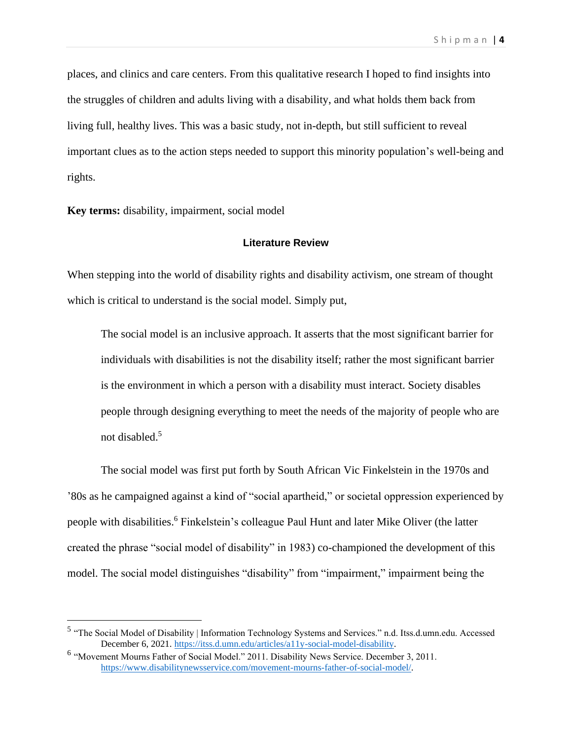places, and clinics and care centers. From this qualitative research I hoped to find insights into the struggles of children and adults living with a disability, and what holds them back from living full, healthy lives. This was a basic study, not in-depth, but still sufficient to reveal important clues as to the action steps needed to support this minority population's well-being and rights.

**Key terms:** disability, impairment, social model

## Literature Review

When stepping into the world of disability rights and disability activism, one stream of thought which is critical to understand is the social model. Simply put,

> The social model is an inclusive approach. It asserts that the most significant barrier for individuals with disabilities is not the disability itself; rather the most significant barrier is the environment in which a person with a disability must interact. Society disables people through designing everything to meet the needs of the majority of people who are not disabled.[5]

The social model was first put forth by South African Vic Finkelstein in the 1970s and '80s as he campaigned against a kind of "social apartheid," or societal oppression experienced by people with disabilities.[6] Finkelstein's colleague Paul Hunt and later Mike Oliver (the latter created the phrase "social model of disability" in 1983) co-championed the development of this model. The social model distinguishes "disability" from "impairment," impairment being the

---

[5] "The Social Model of Disability | Information Technology Systems and Services." n.d. Itss.d.umn.edu. Accessed December 6, 2021. https://itss.d.umn.edu/articles/a11y-social-model-disability.

[6] "Movement Mourns Father of Social Model." 2011. Disability News Service. December 3, 2011. https://www.disabilitynewsservice.com/movement-mourns-father-of-social-model/.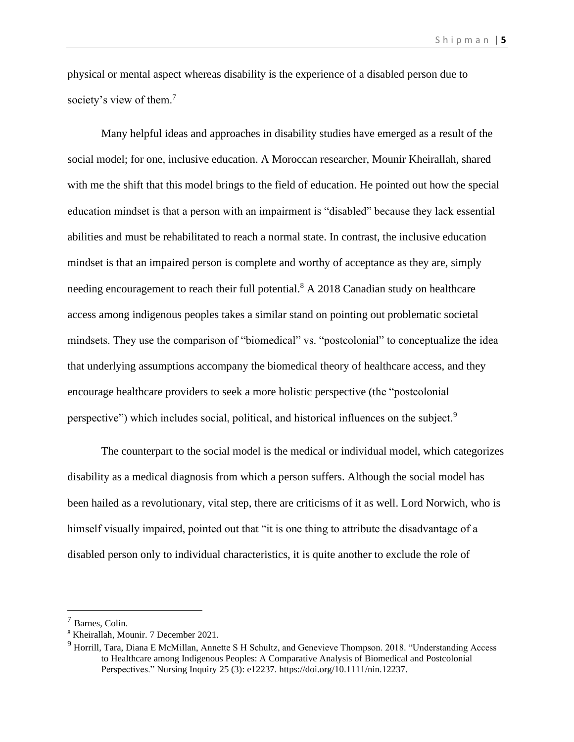physical or mental aspect whereas disability is the experience of a disabled person due to society's view of them.[7]

Many helpful ideas and approaches in disability studies have emerged as a result of the social model; for one, inclusive education. A Moroccan researcher, Mounir Kheirallah, shared with me the shift that this model brings to the field of education. He pointed out how the special education mindset is that a person with an impairment is "disabled" because they lack essential abilities and must be rehabilitated to reach a normal state. In contrast, the inclusive education mindset is that an impaired person is complete and worthy of acceptance as they are, simply needing encouragement to reach their full potential.[8] A 2018 Canadian study on healthcare access among indigenous peoples takes a similar stand on pointing out problematic societal mindsets. They use the comparison of "biomedical" vs. "postcolonial" to conceptualize the idea that underlying assumptions accompany the biomedical theory of healthcare access, and they encourage healthcare providers to seek a more holistic perspective (the "postcolonial perspective") which includes social, political, and historical influences on the subject.[9]

The counterpart to the social model is the medical or individual model, which categorizes disability as a medical diagnosis from which a person suffers. Although the social model has been hailed as a revolutionary, vital step, there are criticisms of it as well. Lord Norwich, who is himself visually impaired, pointed out that "it is one thing to attribute the disadvantage of a disabled person only to individual characteristics, it is quite another to exclude the role of

---

[7] Barnes, Colin.

[8] Kheirallah, Mounir. 7 December 2021.

[9] Horrill, Tara, Diana E McMillan, Annette S H Schultz, and Genevieve Thompson. 2018. "Understanding Access to Healthcare among Indigenous Peoples: A Comparative Analysis of Biomedical and Postcolonial Perspectives." Nursing Inquiry 25 (3): e12237. https://doi.org/10.1111/nin.12237.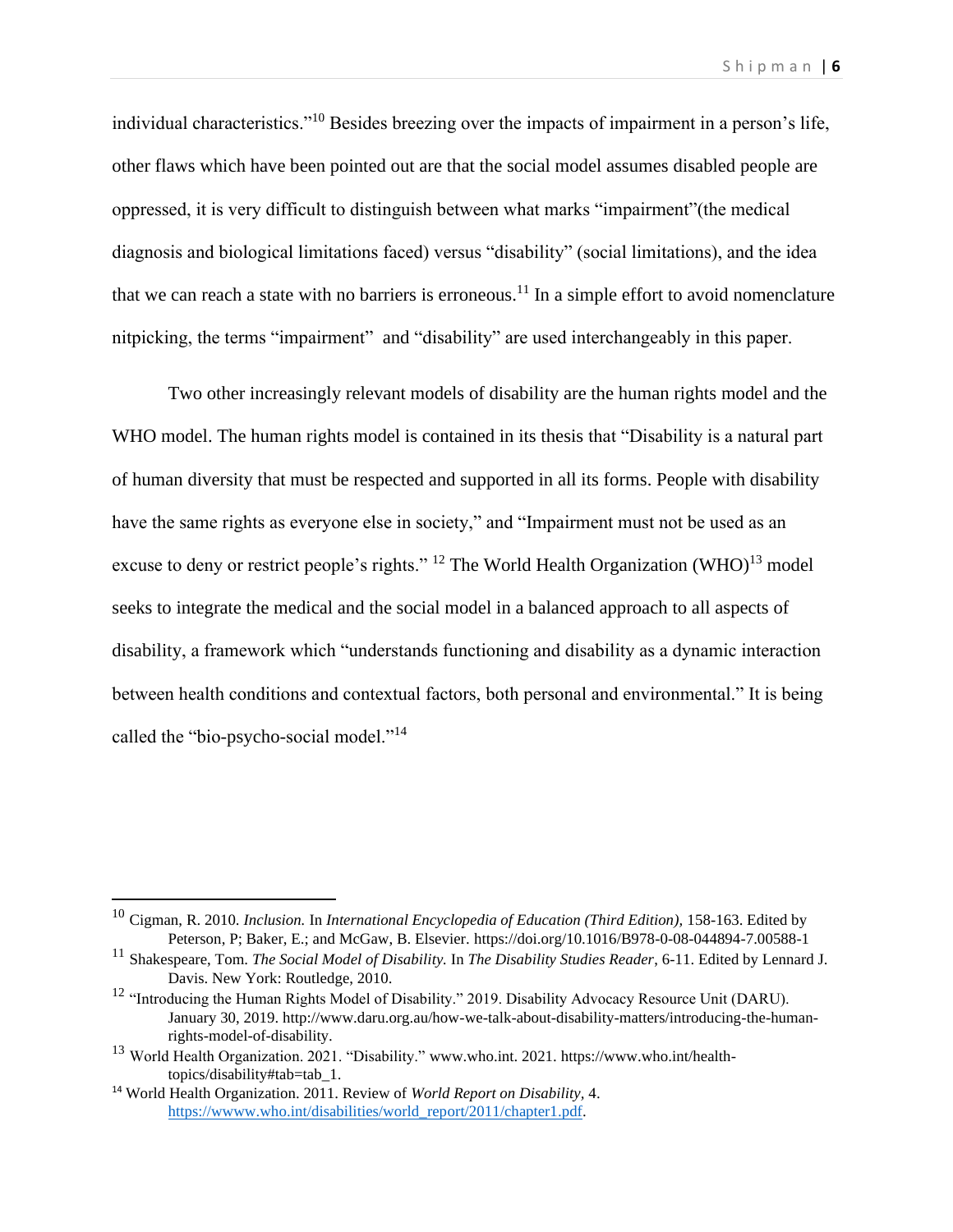individual characteristics."[10] Besides breezing over the impacts of impairment in a person's life, other flaws which have been pointed out are that the social model assumes disabled people are oppressed, it is very difficult to distinguish between what marks "impairment"(the medical diagnosis and biological limitations faced) versus "disability" (social limitations), and the idea that we can reach a state with no barriers is erroneous.[11] In a simple effort to avoid nomenclature nitpicking, the terms "impairment" and "disability" are used interchangeably in this paper.

Two other increasingly relevant models of disability are the human rights model and the WHO model. The human rights model is contained in its thesis that "Disability is a natural part of human diversity that must be respected and supported in all its forms. People with disability have the same rights as everyone else in society," and "Impairment must not be used as an excuse to deny or restrict people's rights." [12] The World Health Organization (WHO)[13] model seeks to integrate the medical and the social model in a balanced approach to all aspects of disability, a framework which "understands functioning and disability as a dynamic interaction between health conditions and contextual factors, both personal and environmental." It is being called the "bio-psycho-social model."[14]

---

[10] Cigman, R. 2010. *Inclusion.* In *International Encyclopedia of Education (Third Edition),* 158-163. Edited by Peterson, P; Baker, E.; and McGaw, B. Elsevier. https://doi.org/10.1016/B978-0-08-044894-7.00588-1

[11] Shakespeare, Tom. *The Social Model of Disability.* In *The Disability Studies Reader*, 6-11. Edited by Lennard J. Davis. New York: Routledge, 2010.

[12] "Introducing the Human Rights Model of Disability." 2019. Disability Advocacy Resource Unit (DARU). January 30, 2019. http://www.daru.org.au/how-we-talk-about-disability-matters/introducing-the-human-rights-model-of-disability.

[13] World Health Organization. 2021. "Disability." www.who.int. 2021. https://www.who.int/health-topics/disability#tab=tab_1.

[14] World Health Organization. 2011. Review of *World Report on Disability*, 4. https://wwww.who.int/disabilities/world_report/2011/chapter1.pdf.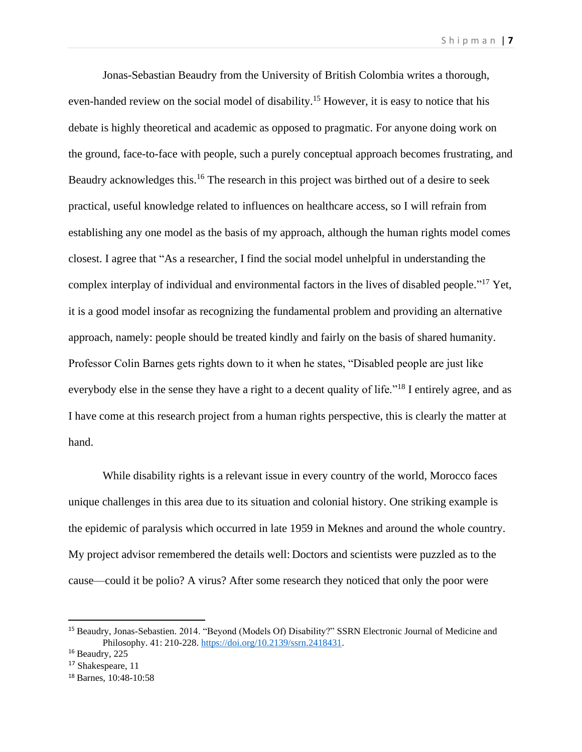Jonas-Sebastian Beaudry from the University of British Colombia writes a thorough, even-handed review on the social model of disability.[15] However, it is easy to notice that his debate is highly theoretical and academic as opposed to pragmatic. For anyone doing work on the ground, face-to-face with people, such a purely conceptual approach becomes frustrating, and Beaudry acknowledges this.[16] The research in this project was birthed out of a desire to seek practical, useful knowledge related to influences on healthcare access, so I will refrain from establishing any one model as the basis of my approach, although the human rights model comes closest. I agree that "As a researcher, I find the social model unhelpful in understanding the complex interplay of individual and environmental factors in the lives of disabled people."[17] Yet, it is a good model insofar as recognizing the fundamental problem and providing an alternative approach, namely: people should be treated kindly and fairly on the basis of shared humanity. Professor Colin Barnes gets rights down to it when he states, "Disabled people are just like everybody else in the sense they have a right to a decent quality of life."[18] I entirely agree, and as I have come at this research project from a human rights perspective, this is clearly the matter at hand.

While disability rights is a relevant issue in every country of the world, Morocco faces unique challenges in this area due to its situation and colonial history. One striking example is the epidemic of paralysis which occurred in late 1959 in Meknes and around the whole country. My project advisor remembered the details well: Doctors and scientists were puzzled as to the cause—could it be polio? A virus? After some research they noticed that only the poor were

---

[15] Beaudry, Jonas-Sebastien. 2014. "Beyond (Models Of) Disability?" SSRN Electronic Journal of Medicine and Philosophy. 41: 210-228. https://doi.org/10.2139/ssrn.2418431.

[16] Beaudry, 225

[17] Shakespeare, 11

[18] Barnes, 10:48-10:58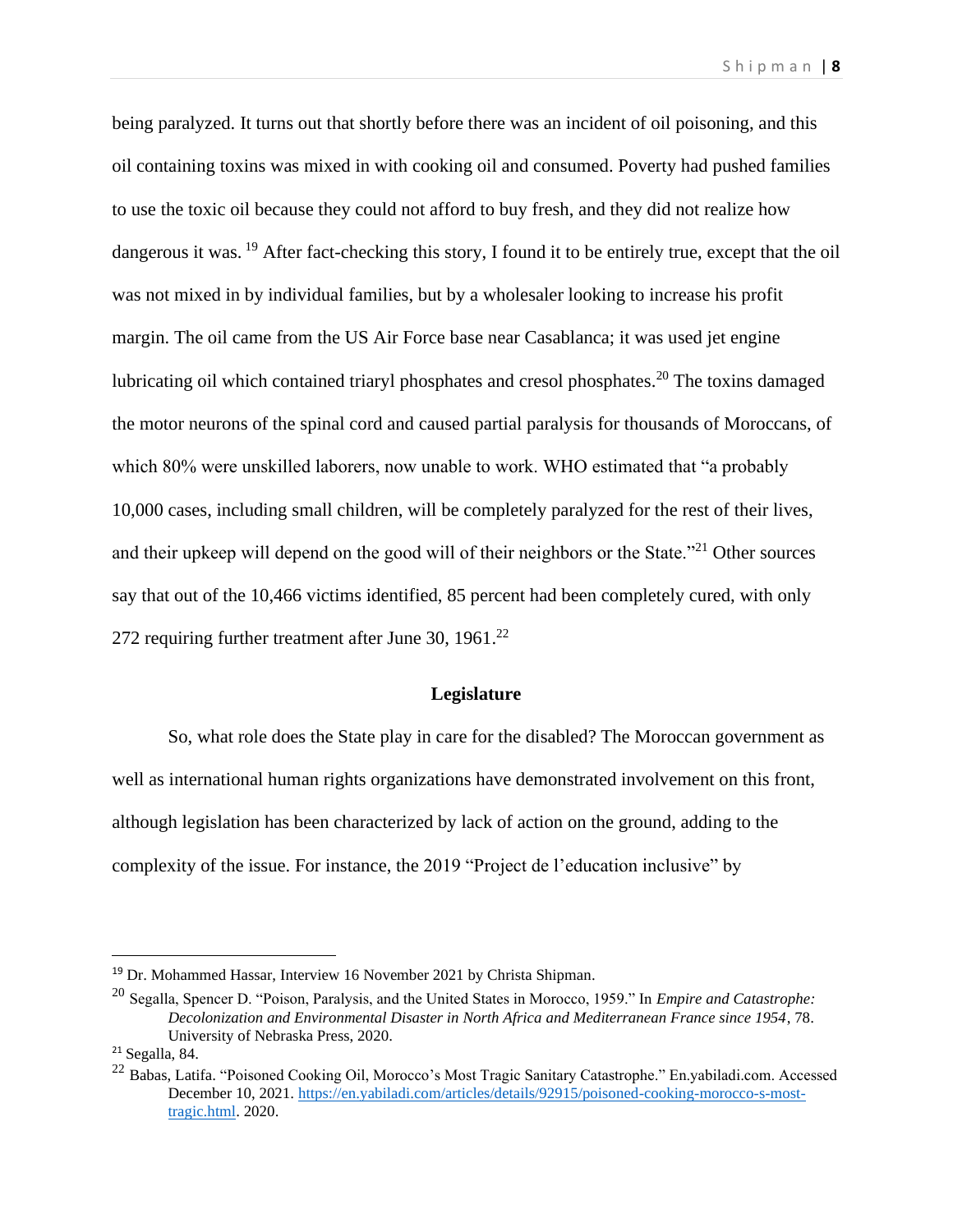being paralyzed. It turns out that shortly before there was an incident of oil poisoning, and this oil containing toxins was mixed in with cooking oil and consumed. Poverty had pushed families to use the toxic oil because they could not afford to buy fresh, and they did not realize how dangerous it was.[19] After fact-checking this story, I found it to be entirely true, except that the oil was not mixed in by individual families, but by a wholesaler looking to increase his profit margin. The oil came from the US Air Force base near Casablanca; it was used jet engine lubricating oil which contained triaryl phosphates and cresol phosphates.[20] The toxins damaged the motor neurons of the spinal cord and caused partial paralysis for thousands of Moroccans, of which 80% were unskilled laborers, now unable to work. WHO estimated that "a probably 10,000 cases, including small children, will be completely paralyzed for the rest of their lives, and their upkeep will depend on the good will of their neighbors or the State."[21] Other sources say that out of the 10,466 victims identified, 85 percent had been completely cured, with only 272 requiring further treatment after June 30, 1961.[22]

## Legislature

So, what role does the State play in care for the disabled? The Moroccan government as well as international human rights organizations have demonstrated involvement on this front, although legislation has been characterized by lack of action on the ground, adding to the complexity of the issue. For instance, the 2019 "Project de l'education inclusive" by

---

[19] Dr. Mohammed Hassar, Interview 16 November 2021 by Christa Shipman.

[20] Segalla, Spencer D. "Poison, Paralysis, and the United States in Morocco, 1959." In *Empire and Catastrophe: Decolonization and Environmental Disaster in North Africa and Mediterranean France since 1954*, 78. University of Nebraska Press, 2020.

[21] Segalla, 84.

[22] Babas, Latifa. "Poisoned Cooking Oil, Morocco's Most Tragic Sanitary Catastrophe." En.yabiladi.com. Accessed December 10, 2021. https://en.yabiladi.com/articles/details/92915/poisoned-cooking-morocco-s-most-tragic.html. 2020.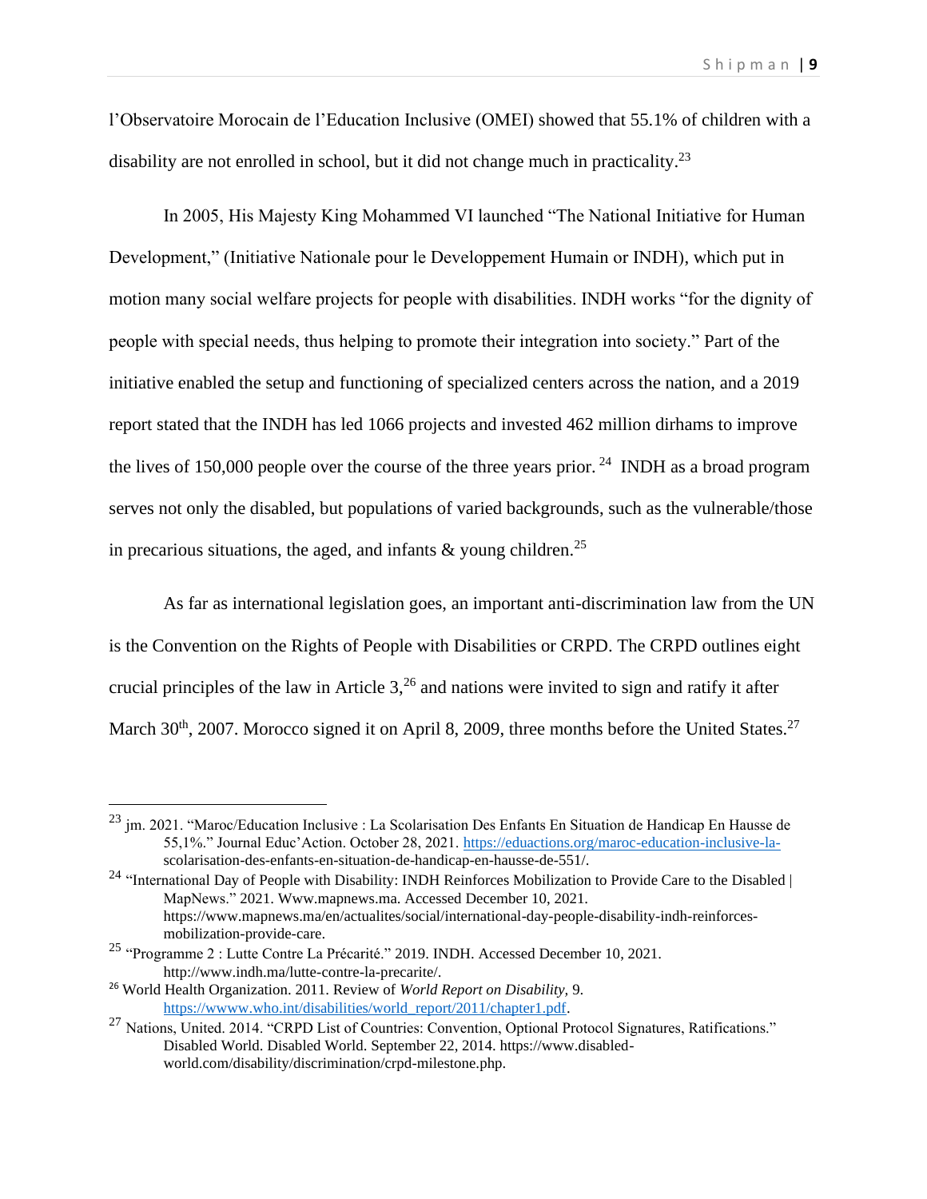l'Observatoire Morocain de l'Education Inclusive (OMEI) showed that 55.1% of children with a disability are not enrolled in school, but it did not change much in practicality.[23]

In 2005, His Majesty King Mohammed VI launched "The National Initiative for Human Development," (Initiative Nationale pour le Developpement Humain or INDH), which put in motion many social welfare projects for people with disabilities. INDH works "for the dignity of people with special needs, thus helping to promote their integration into society." Part of the initiative enabled the setup and functioning of specialized centers across the nation, and a 2019 report stated that the INDH has led 1066 projects and invested 462 million dirhams to improve the lives of 150,000 people over the course of the three years prior.[24] INDH as a broad program serves not only the disabled, but populations of varied backgrounds, such as the vulnerable/those in precarious situations, the aged, and infants & young children.[25]

As far as international legislation goes, an important anti-discrimination law from the UN is the Convention on the Rights of People with Disabilities or CRPD. The CRPD outlines eight crucial principles of the law in Article 3,[26] and nations were invited to sign and ratify it after March 30th, 2007. Morocco signed it on April 8, 2009, three months before the United States.[27]

---

[23] jm. 2021. "Maroc/Education Inclusive : La Scolarisation Des Enfants En Situation de Handicap En Hausse de 55,1%." Journal Educ'Action. October 28, 2021. https://eduactions.org/maroc-education-inclusive-la-scolarisation-des-enfants-en-situation-de-handicap-en-hausse-de-551/.

[24] "International Day of People with Disability: INDH Reinforces Mobilization to Provide Care to the Disabled | MapNews." 2021. Www.mapnews.ma. Accessed December 10, 2021. https://www.mapnews.ma/en/actualites/social/international-day-people-disability-indh-reinforces-mobilization-provide-care.

[25] "Programme 2 : Lutte Contre La Précarité." 2019. INDH. Accessed December 10, 2021. http://www.indh.ma/lutte-contre-la-precarite/.

[26] World Health Organization. 2011. Review of *World Report on Disability,* 9. https://wwww.who.int/disabilities/world_report/2011/chapter1.pdf.

[27] Nations, United. 2014. "CRPD List of Countries: Convention, Optional Protocol Signatures, Ratifications." Disabled World. Disabled World. September 22, 2014. https://www.disabled-world.com/disability/discrimination/crpd-milestone.php.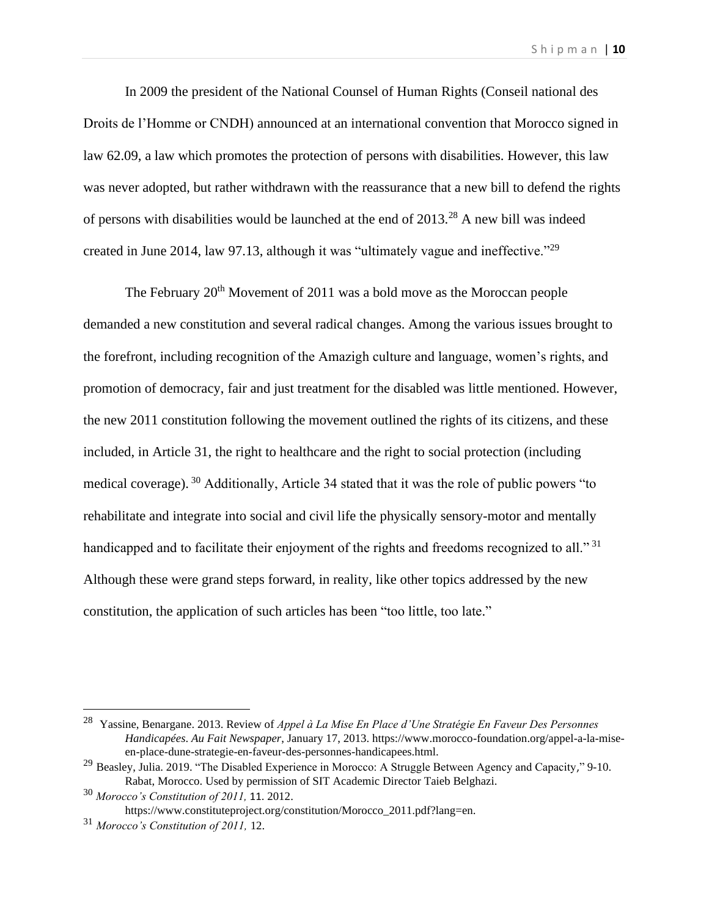In 2009 the president of the National Counsel of Human Rights (Conseil national des Droits de l'Homme or CNDH) announced at an international convention that Morocco signed in law 62.09, a law which promotes the protection of persons with disabilities. However, this law was never adopted, but rather withdrawn with the reassurance that a new bill to defend the rights of persons with disabilities would be launched at the end of 2013.[28] A new bill was indeed created in June 2014, law 97.13, although it was "ultimately vague and ineffective."[29]

The February 20th Movement of 2011 was a bold move as the Moroccan people demanded a new constitution and several radical changes. Among the various issues brought to the forefront, including recognition of the Amazigh culture and language, women's rights, and promotion of democracy, fair and just treatment for the disabled was little mentioned. However, the new 2011 constitution following the movement outlined the rights of its citizens, and these included, in Article 31, the right to healthcare and the right to social protection (including medical coverage).[30] Additionally, Article 34 stated that it was the role of public powers "to rehabilitate and integrate into social and civil life the physically sensory-motor and mentally handicapped and to facilitate their enjoyment of the rights and freedoms recognized to all."[31] Although these were grand steps forward, in reality, like other topics addressed by the new constitution, the application of such articles has been "too little, too late."

---

[28] Yassine, Benargane. 2013. Review of *Appel à La Mise En Place d'Une Stratégie En Faveur Des Personnes Handicapées*. *Au Fait Newspaper*, January 17, 2013. https://www.morocco-foundation.org/appel-a-la-mise-en-place-dune-strategie-en-faveur-des-personnes-handicapees.html.

[29] Beasley, Julia. 2019. "The Disabled Experience in Morocco: A Struggle Between Agency and Capacity," 9-10. Rabat, Morocco. Used by permission of SIT Academic Director Taieb Belghazi.

[30] *Morocco's Constitution of 2011,* 11. 2012. https://www.constituteproject.org/constitution/Morocco_2011.pdf?lang=en.

[31] *Morocco's Constitution of 2011,* 12.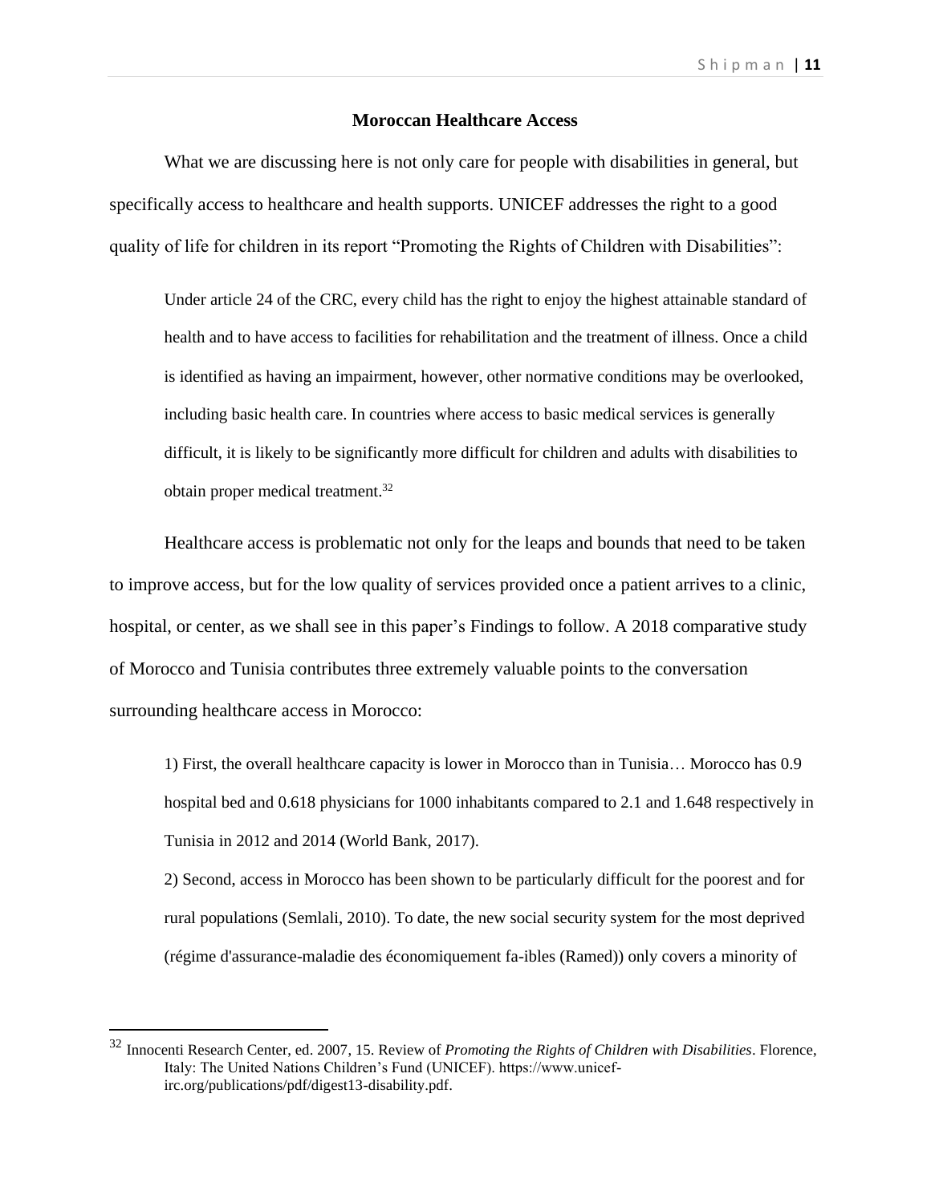## Moroccan Healthcare Access

What we are discussing here is not only care for people with disabilities in general, but specifically access to healthcare and health supports. UNICEF addresses the right to a good quality of life for children in its report "Promoting the Rights of Children with Disabilities":

> Under article 24 of the CRC, every child has the right to enjoy the highest attainable standard of health and to have access to facilities for rehabilitation and the treatment of illness. Once a child is identified as having an impairment, however, other normative conditions may be overlooked, including basic health care. In countries where access to basic medical services is generally difficult, it is likely to be significantly more difficult for children and adults with disabilities to obtain proper medical treatment.[32]

Healthcare access is problematic not only for the leaps and bounds that need to be taken to improve access, but for the low quality of services provided once a patient arrives to a clinic, hospital, or center, as we shall see in this paper's Findings to follow. A 2018 comparative study of Morocco and Tunisia contributes three extremely valuable points to the conversation surrounding healthcare access in Morocco:

> 1) First, the overall healthcare capacity is lower in Morocco than in Tunisia… Morocco has 0.9 hospital bed and 0.618 physicians for 1000 inhabitants compared to 2.1 and 1.648 respectively in Tunisia in 2012 and 2014 (World Bank, 2017).
>
> 2) Second, access in Morocco has been shown to be particularly difficult for the poorest and for rural populations (Semlali, 2010). To date, the new social security system for the most deprived (régime d'assurance-maladie des économiquement fa-ibles (Ramed)) only covers a minority of

---

[32] Innocenti Research Center, ed. 2007, 15. Review of *Promoting the Rights of Children with Disabilities*. Florence, Italy: The United Nations Children's Fund (UNICEF). https://www.unicef-irc.org/publications/pdf/digest13-disability.pdf.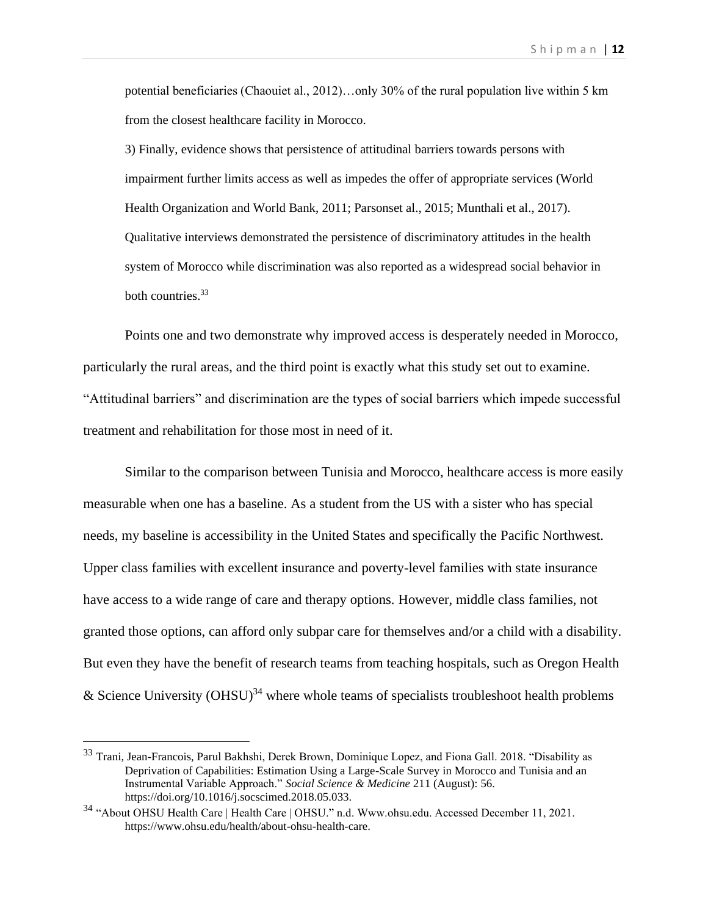> potential beneficiaries (Chaouiet al., 2012)…only 30% of the rural population live within 5 km from the closest healthcare facility in Morocco.
>
> 3) Finally, evidence shows that persistence of attitudinal barriers towards persons with impairment further limits access as well as impedes the offer of appropriate services (World Health Organization and World Bank, 2011; Parsonset al., 2015; Munthali et al., 2017). Qualitative interviews demonstrated the persistence of discriminatory attitudes in the health system of Morocco while discrimination was also reported as a widespread social behavior in both countries.[33]

Points one and two demonstrate why improved access is desperately needed in Morocco, particularly the rural areas, and the third point is exactly what this study set out to examine. "Attitudinal barriers" and discrimination are the types of social barriers which impede successful treatment and rehabilitation for those most in need of it.

Similar to the comparison between Tunisia and Morocco, healthcare access is more easily measurable when one has a baseline. As a student from the US with a sister who has special needs, my baseline is accessibility in the United States and specifically the Pacific Northwest. Upper class families with excellent insurance and poverty-level families with state insurance have access to a wide range of care and therapy options. However, middle class families, not granted those options, can afford only subpar care for themselves and/or a child with a disability. But even they have the benefit of research teams from teaching hospitals, such as Oregon Health & Science University (OHSU)[34] where whole teams of specialists troubleshoot health problems

---

[33] Trani, Jean-Francois, Parul Bakhshi, Derek Brown, Dominique Lopez, and Fiona Gall. 2018. "Disability as Deprivation of Capabilities: Estimation Using a Large-Scale Survey in Morocco and Tunisia and an Instrumental Variable Approach." *Social Science & Medicine* 211 (August): 56. https://doi.org/10.1016/j.socscimed.2018.05.033.

[34] "About OHSU Health Care | Health Care | OHSU." n.d. Www.ohsu.edu. Accessed December 11, 2021. https://www.ohsu.edu/health/about-ohsu-health-care.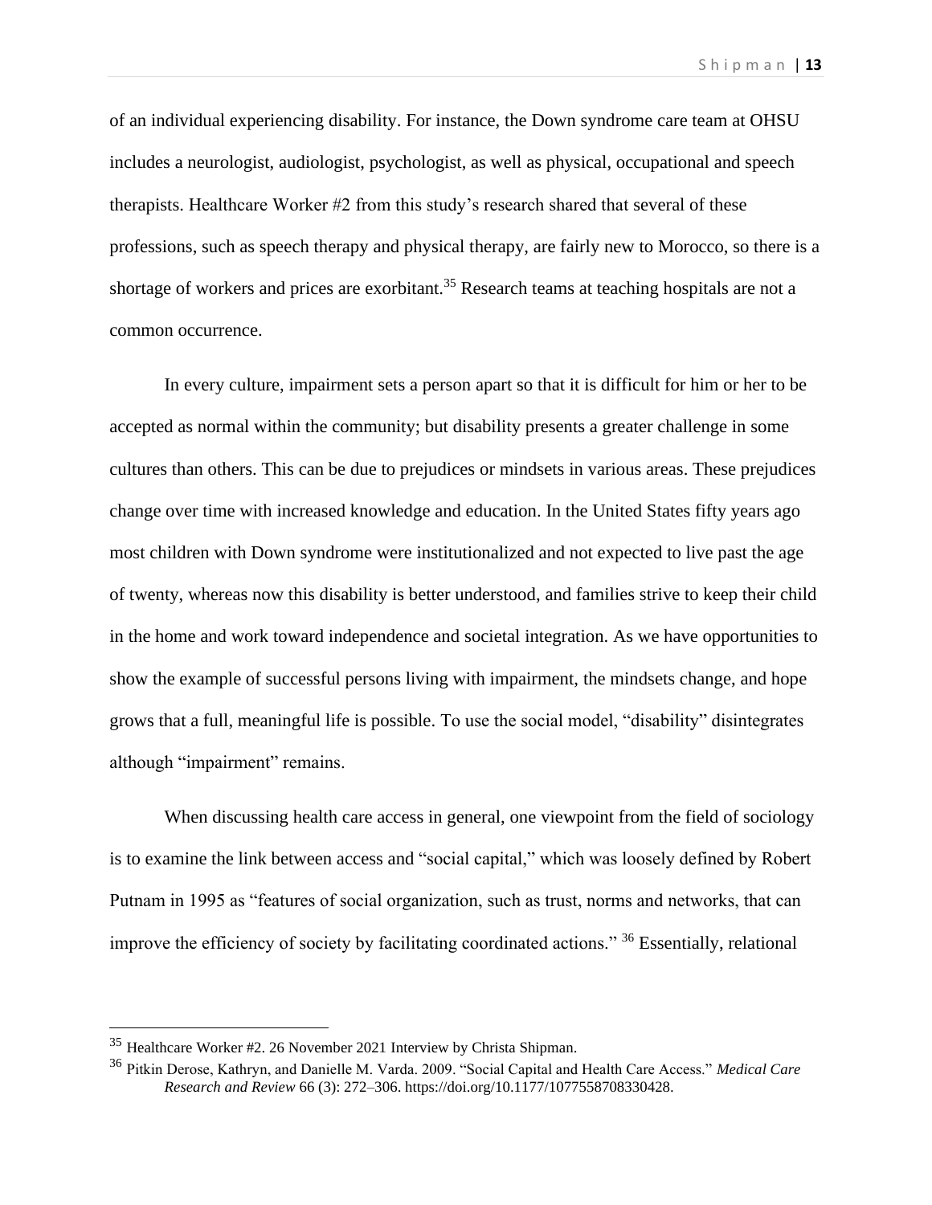of an individual experiencing disability. For instance, the Down syndrome care team at OHSU includes a neurologist, audiologist, psychologist, as well as physical, occupational and speech therapists. Healthcare Worker #2 from this study's research shared that several of these professions, such as speech therapy and physical therapy, are fairly new to Morocco, so there is a shortage of workers and prices are exorbitant.[35] Research teams at teaching hospitals are not a common occurrence.

In every culture, impairment sets a person apart so that it is difficult for him or her to be accepted as normal within the community; but disability presents a greater challenge in some cultures than others. This can be due to prejudices or mindsets in various areas. These prejudices change over time with increased knowledge and education. In the United States fifty years ago most children with Down syndrome were institutionalized and not expected to live past the age of twenty, whereas now this disability is better understood, and families strive to keep their child in the home and work toward independence and societal integration. As we have opportunities to show the example of successful persons living with impairment, the mindsets change, and hope grows that a full, meaningful life is possible. To use the social model, "disability" disintegrates although "impairment" remains.

When discussing health care access in general, one viewpoint from the field of sociology is to examine the link between access and "social capital," which was loosely defined by Robert Putnam in 1995 as "features of social organization, such as trust, norms and networks, that can improve the efficiency of society by facilitating coordinated actions." [36] Essentially, relational

[35] Healthcare Worker #2. 26 November 2021 Interview by Christa Shipman.

[36] Pitkin Derose, Kathryn, and Danielle M. Varda. 2009. "Social Capital and Health Care Access." *Medical Care Research and Review* 66 (3): 272–306. https://doi.org/10.1177/1077558708330428.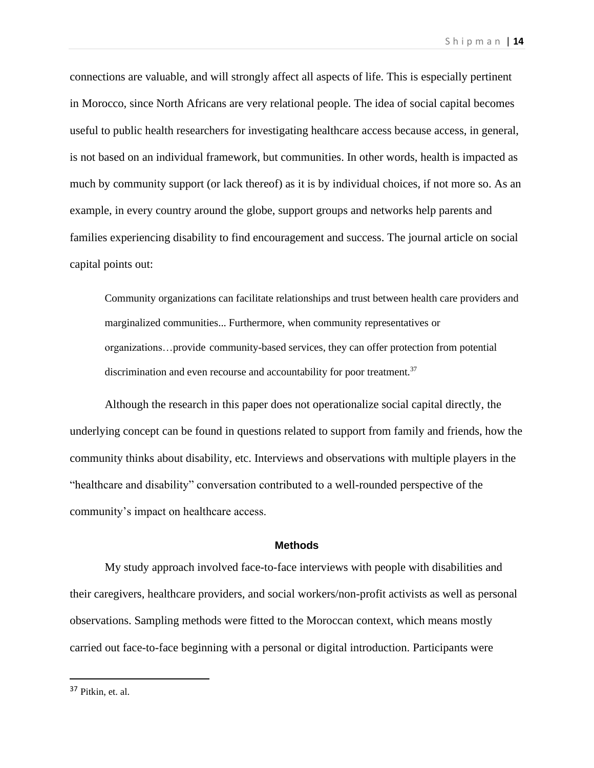connections are valuable, and will strongly affect all aspects of life. This is especially pertinent in Morocco, since North Africans are very relational people. The idea of social capital becomes useful to public health researchers for investigating healthcare access because access, in general, is not based on an individual framework, but communities. In other words, health is impacted as much by community support (or lack thereof) as it is by individual choices, if not more so. As an example, in every country around the globe, support groups and networks help parents and families experiencing disability to find encouragement and success. The journal article on social capital points out:

> Community organizations can facilitate relationships and trust between health care providers and marginalized communities... Furthermore, when community representatives or organizations…provide community-based services, they can offer protection from potential discrimination and even recourse and accountability for poor treatment.[37]

Although the research in this paper does not operationalize social capital directly, the underlying concept can be found in questions related to support from family and friends, how the community thinks about disability, etc. Interviews and observations with multiple players in the "healthcare and disability" conversation contributed to a well-rounded perspective of the community's impact on healthcare access.

## Methods

My study approach involved face-to-face interviews with people with disabilities and their caregivers, healthcare providers, and social workers/non-profit activists as well as personal observations. Sampling methods were fitted to the Moroccan context, which means mostly carried out face-to-face beginning with a personal or digital introduction. Participants were

---

[37] Pitkin, et. al.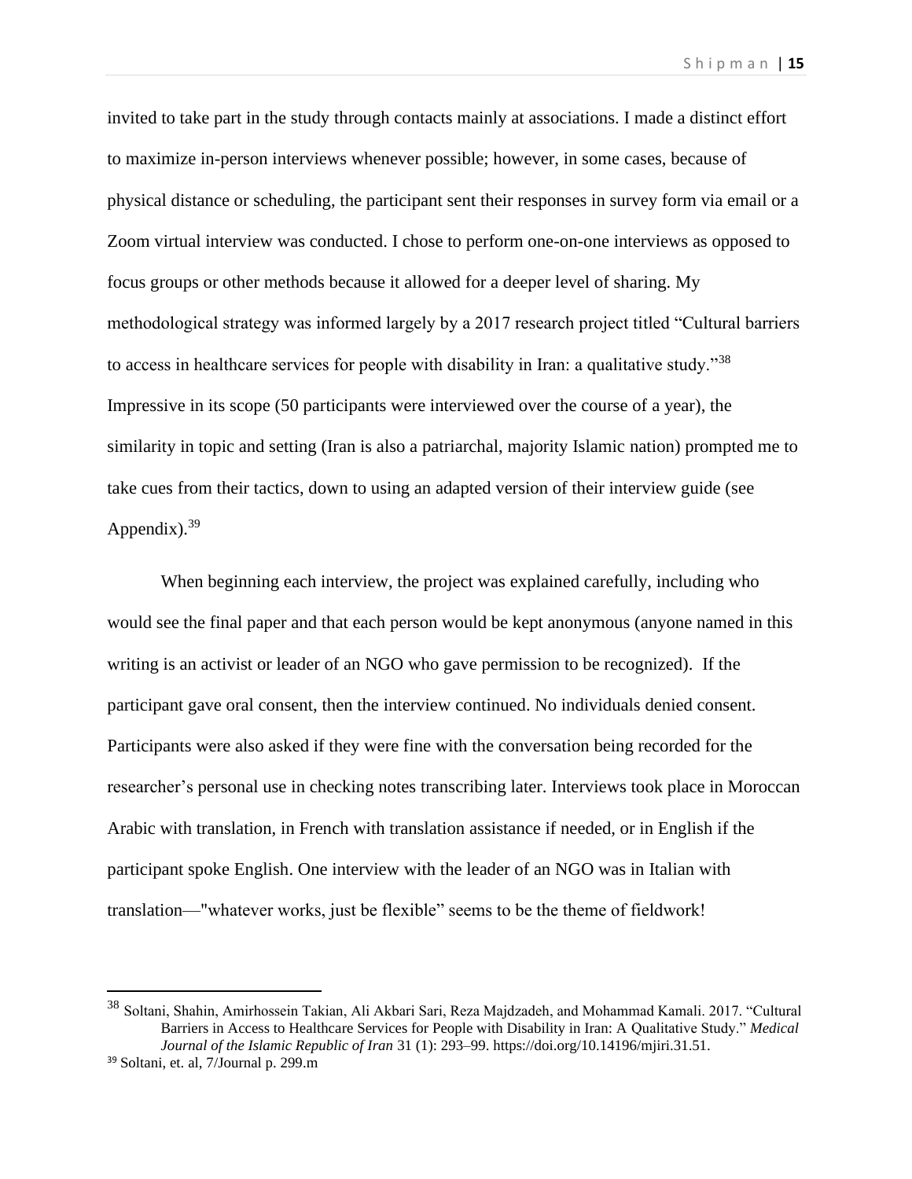invited to take part in the study through contacts mainly at associations. I made a distinct effort to maximize in-person interviews whenever possible; however, in some cases, because of physical distance or scheduling, the participant sent their responses in survey form via email or a Zoom virtual interview was conducted. I chose to perform one-on-one interviews as opposed to focus groups or other methods because it allowed for a deeper level of sharing. My methodological strategy was informed largely by a 2017 research project titled "Cultural barriers to access in healthcare services for people with disability in Iran: a qualitative study."[38] Impressive in its scope (50 participants were interviewed over the course of a year), the similarity in topic and setting (Iran is also a patriarchal, majority Islamic nation) prompted me to take cues from their tactics, down to using an adapted version of their interview guide (see Appendix).[39]

When beginning each interview, the project was explained carefully, including who would see the final paper and that each person would be kept anonymous (anyone named in this writing is an activist or leader of an NGO who gave permission to be recognized). If the participant gave oral consent, then the interview continued. No individuals denied consent. Participants were also asked if they were fine with the conversation being recorded for the researcher's personal use in checking notes transcribing later. Interviews took place in Moroccan Arabic with translation, in French with translation assistance if needed, or in English if the participant spoke English. One interview with the leader of an NGO was in Italian with translation—"whatever works, just be flexible" seems to be the theme of fieldwork!

---

[38] Soltani, Shahin, Amirhossein Takian, Ali Akbari Sari, Reza Majdzadeh, and Mohammad Kamali. 2017. "Cultural Barriers in Access to Healthcare Services for People with Disability in Iran: A Qualitative Study." *Medical Journal of the Islamic Republic of Iran* 31 (1): 293–99. https://doi.org/10.14196/mjiri.31.51.

[39] Soltani, et. al, 7/Journal p. 299.m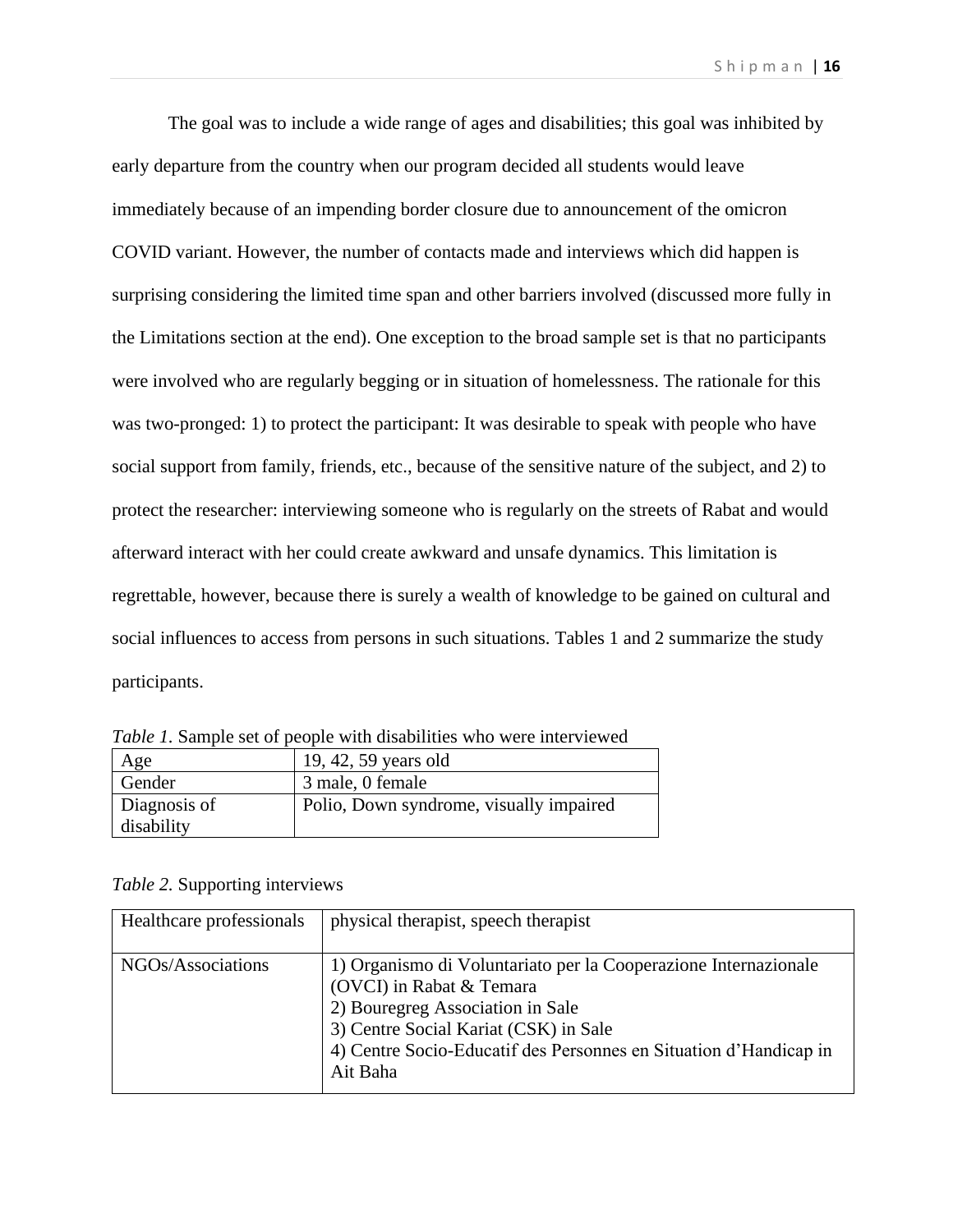The goal was to include a wide range of ages and disabilities; this goal was inhibited by early departure from the country when our program decided all students would leave immediately because of an impending border closure due to announcement of the omicron COVID variant. However, the number of contacts made and interviews which did happen is surprising considering the limited time span and other barriers involved (discussed more fully in the Limitations section at the end). One exception to the broad sample set is that no participants were involved who are regularly begging or in situation of homelessness. The rationale for this was two-pronged: 1) to protect the participant: It was desirable to speak with people who have social support from family, friends, etc., because of the sensitive nature of the subject, and 2) to protect the researcher: interviewing someone who is regularly on the streets of Rabat and would afterward interact with her could create awkward and unsafe dynamics. This limitation is regrettable, however, because there is surely a wealth of knowledge to be gained on cultural and social influences to access from persons in such situations. Tables 1 and 2 summarize the study participants.

*Table 1.* Sample set of people with disabilities who were interviewed

| Age | 19, 42, 59 years old |
|---|---|
| Gender | 3 male, 0 female |
| Diagnosis of disability | Polio, Down syndrome, visually impaired |

*Table 2.* Supporting interviews

| Healthcare professionals | physical therapist, speech therapist |
|---|---|
| NGOs/Associations | 1) Organismo di Voluntariato per la Cooperazione Internazionale (OVCI) in Rabat & Temara<br>2) Bouregreg Association in Sale<br>3) Centre Social Kariat (CSK) in Sale<br>4) Centre Socio-Educatif des Personnes en Situation d'Handicap in Ait Baha |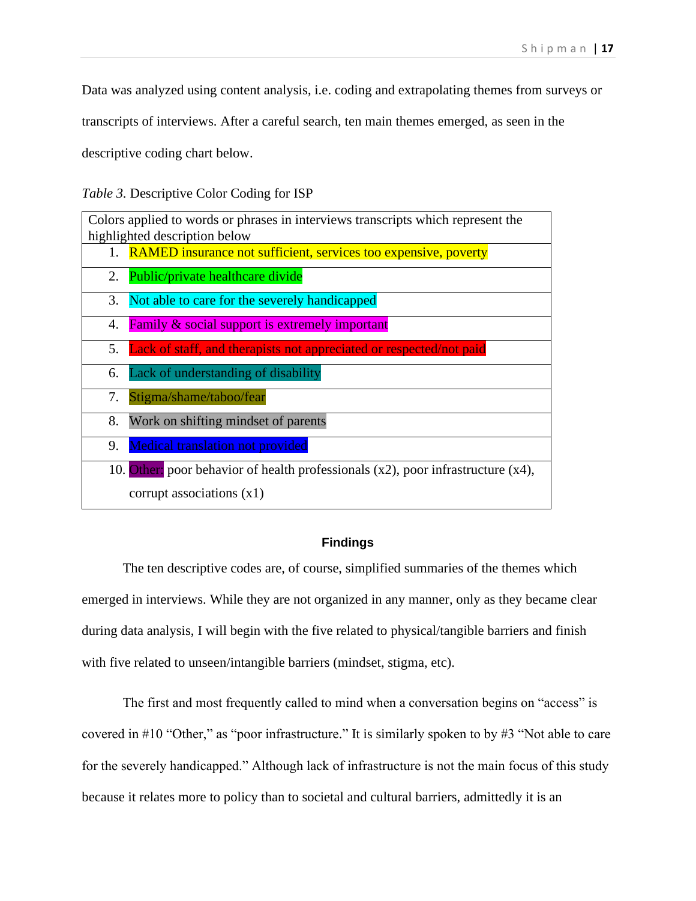Data was analyzed using content analysis, i.e. coding and extrapolating themes from surveys or transcripts of interviews. After a careful search, ten main themes emerged, as seen in the descriptive coding chart below.

*Table 3*. Descriptive Color Coding for ISP

| Colors applied to words or phrases in interviews transcripts which represent the highlighted description below |
|---|
| 1. RAMED insurance not sufficient, services too expensive, poverty |
| 2. Public/private healthcare divide |
| 3. Not able to care for the severely handicapped |
| 4. Family & social support is extremely important |
| 5. Lack of staff, and therapists not appreciated or respected/not paid |
| 6. Lack of understanding of disability |
| 7. Stigma/shame/taboo/fear |
| 8. Work on shifting mindset of parents |
| 9. Medical translation not provided |
| 10. Other: poor behavior of health professionals (x2), poor infrastructure (x4), corrupt associations (x1) |

## Findings

The ten descriptive codes are, of course, simplified summaries of the themes which emerged in interviews. While they are not organized in any manner, only as they became clear during data analysis, I will begin with the five related to physical/tangible barriers and finish with five related to unseen/intangible barriers (mindset, stigma, etc).

The first and most frequently called to mind when a conversation begins on "access" is covered in #10 "Other," as "poor infrastructure." It is similarly spoken to by #3 "Not able to care for the severely handicapped." Although lack of infrastructure is not the main focus of this study because it relates more to policy than to societal and cultural barriers, admittedly it is an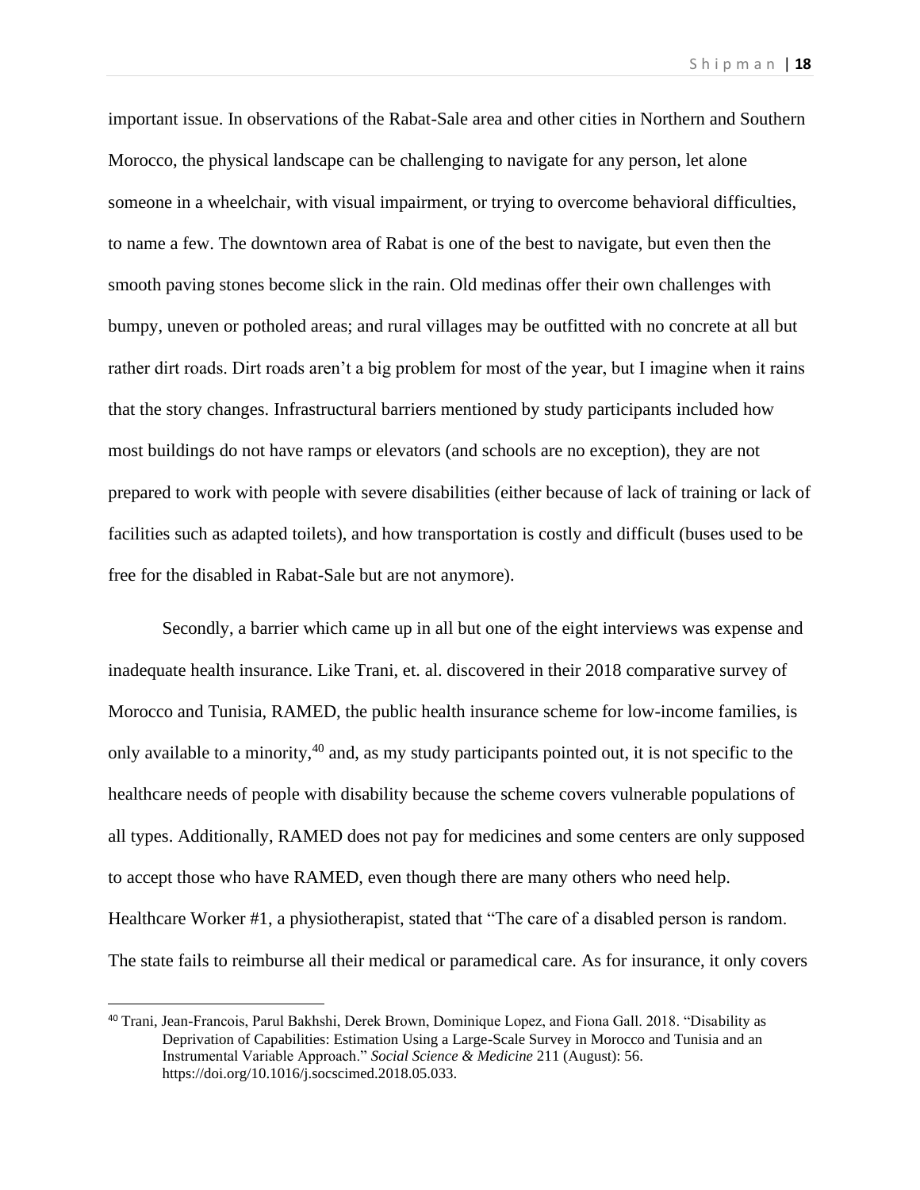important issue. In observations of the Rabat-Sale area and other cities in Northern and Southern Morocco, the physical landscape can be challenging to navigate for any person, let alone someone in a wheelchair, with visual impairment, or trying to overcome behavioral difficulties, to name a few. The downtown area of Rabat is one of the best to navigate, but even then the smooth paving stones become slick in the rain. Old medinas offer their own challenges with bumpy, uneven or potholed areas; and rural villages may be outfitted with no concrete at all but rather dirt roads. Dirt roads aren't a big problem for most of the year, but I imagine when it rains that the story changes. Infrastructural barriers mentioned by study participants included how most buildings do not have ramps or elevators (and schools are no exception), they are not prepared to work with people with severe disabilities (either because of lack of training or lack of facilities such as adapted toilets), and how transportation is costly and difficult (buses used to be free for the disabled in Rabat-Sale but are not anymore).

Secondly, a barrier which came up in all but one of the eight interviews was expense and inadequate health insurance. Like Trani, et. al. discovered in their 2018 comparative survey of Morocco and Tunisia, RAMED, the public health insurance scheme for low-income families, is only available to a minority,[40] and, as my study participants pointed out, it is not specific to the healthcare needs of people with disability because the scheme covers vulnerable populations of all types. Additionally, RAMED does not pay for medicines and some centers are only supposed to accept those who have RAMED, even though there are many others who need help. Healthcare Worker #1, a physiotherapist, stated that "The care of a disabled person is random. The state fails to reimburse all their medical or paramedical care. As for insurance, it only covers

---

[40] Trani, Jean-Francois, Parul Bakhshi, Derek Brown, Dominique Lopez, and Fiona Gall. 2018. "Disability as Deprivation of Capabilities: Estimation Using a Large-Scale Survey in Morocco and Tunisia and an Instrumental Variable Approach." *Social Science & Medicine* 211 (August): 56. https://doi.org/10.1016/j.socscimed.2018.05.033.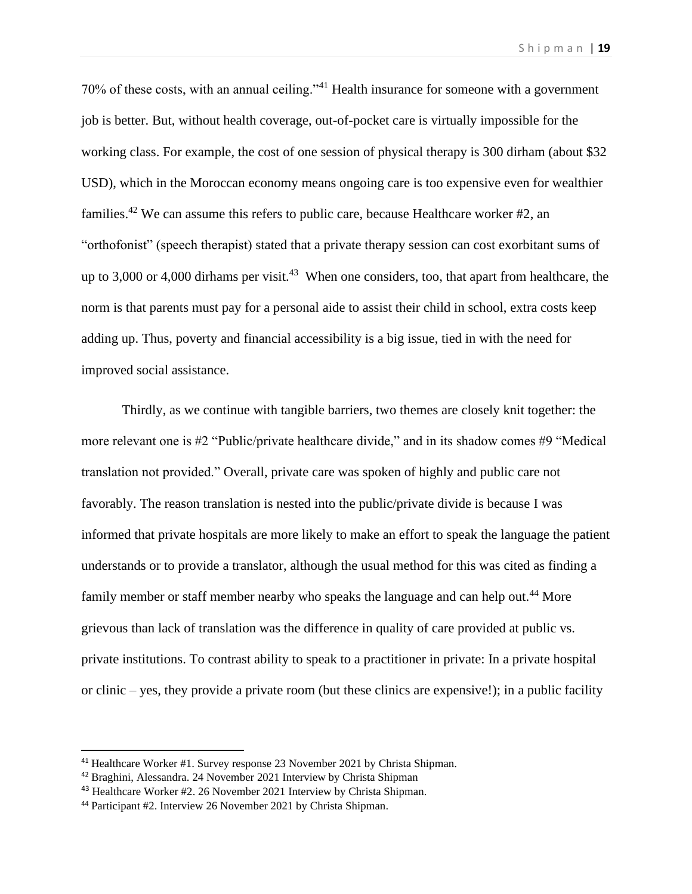70% of these costs, with an annual ceiling."[41] Health insurance for someone with a government job is better. But, without health coverage, out-of-pocket care is virtually impossible for the working class. For example, the cost of one session of physical therapy is 300 dirham (about $32 USD), which in the Moroccan economy means ongoing care is too expensive even for wealthier families.[42] We can assume this refers to public care, because Healthcare worker #2, an "orthofonist" (speech therapist) stated that a private therapy session can cost exorbitant sums of up to 3,000 or 4,000 dirhams per visit.[43] When one considers, too, that apart from healthcare, the norm is that parents must pay for a personal aide to assist their child in school, extra costs keep adding up. Thus, poverty and financial accessibility is a big issue, tied in with the need for improved social assistance.

Thirdly, as we continue with tangible barriers, two themes are closely knit together: the more relevant one is #2 "Public/private healthcare divide," and in its shadow comes #9 "Medical translation not provided." Overall, private care was spoken of highly and public care not favorably. The reason translation is nested into the public/private divide is because I was informed that private hospitals are more likely to make an effort to speak the language the patient understands or to provide a translator, although the usual method for this was cited as finding a family member or staff member nearby who speaks the language and can help out.[44] More grievous than lack of translation was the difference in quality of care provided at public vs. private institutions. To contrast ability to speak to a practitioner in private: In a private hospital or clinic – yes, they provide a private room (but these clinics are expensive!); in a public facility

---

[41] Healthcare Worker #1. Survey response 23 November 2021 by Christa Shipman.

[42] Braghini, Alessandra. 24 November 2021 Interview by Christa Shipman

[43] Healthcare Worker #2. 26 November 2021 Interview by Christa Shipman.

[44] Participant #2. Interview 26 November 2021 by Christa Shipman.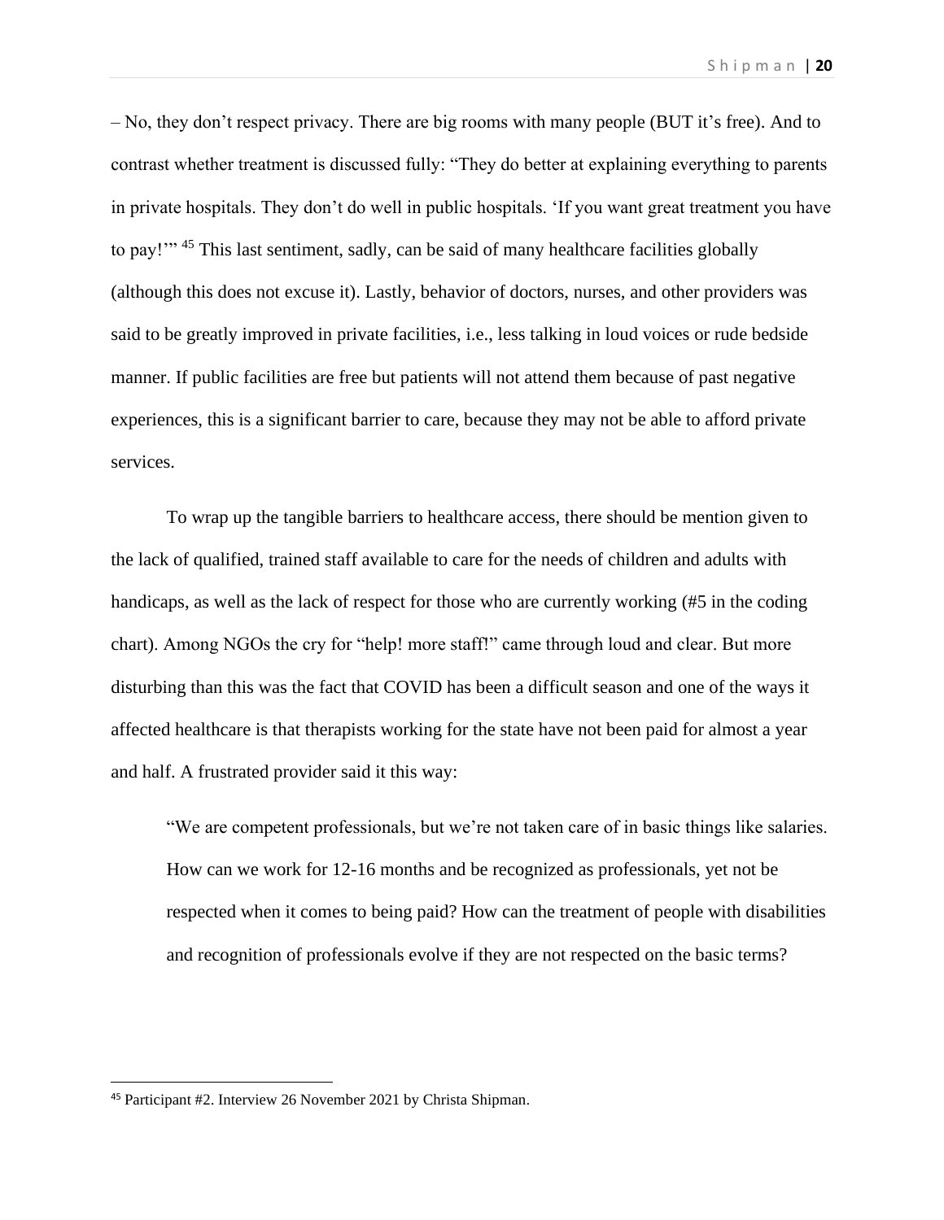– No, they don't respect privacy. There are big rooms with many people (BUT it's free). And to contrast whether treatment is discussed fully: "They do better at explaining everything to parents in private hospitals. They don't do well in public hospitals. 'If you want great treatment you have to pay!'" [45] This last sentiment, sadly, can be said of many healthcare facilities globally (although this does not excuse it). Lastly, behavior of doctors, nurses, and other providers was said to be greatly improved in private facilities, i.e., less talking in loud voices or rude bedside manner. If public facilities are free but patients will not attend them because of past negative experiences, this is a significant barrier to care, because they may not be able to afford private services.

To wrap up the tangible barriers to healthcare access, there should be mention given to the lack of qualified, trained staff available to care for the needs of children and adults with handicaps, as well as the lack of respect for those who are currently working (#5 in the coding chart). Among NGOs the cry for "help! more staff!" came through loud and clear. But more disturbing than this was the fact that COVID has been a difficult season and one of the ways it affected healthcare is that therapists working for the state have not been paid for almost a year and half. A frustrated provider said it this way:

> "We are competent professionals, but we're not taken care of in basic things like salaries. How can we work for 12-16 months and be recognized as professionals, yet not be respected when it comes to being paid? How can the treatment of people with disabilities and recognition of professionals evolve if they are not respected on the basic terms?

---

[45] Participant #2. Interview 26 November 2021 by Christa Shipman.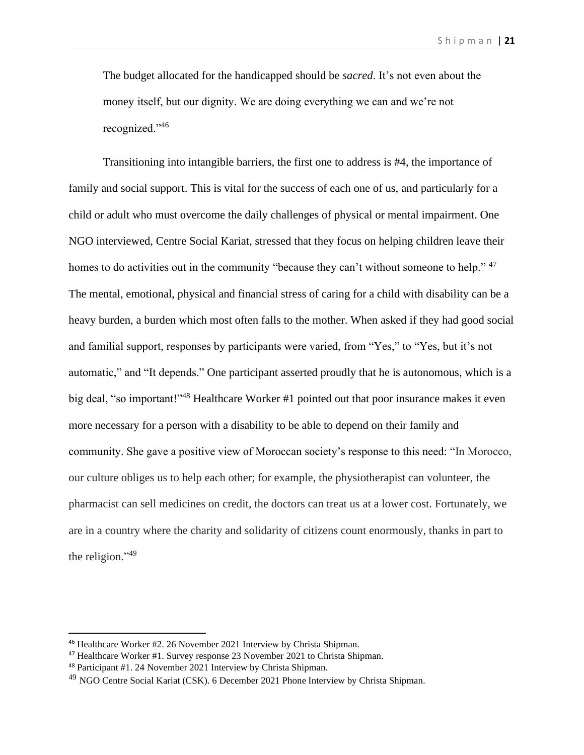The budget allocated for the handicapped should be *sacred*. It's not even about the money itself, but our dignity. We are doing everything we can and we're not recognized."[46]

Transitioning into intangible barriers, the first one to address is #4, the importance of family and social support. This is vital for the success of each one of us, and particularly for a child or adult who must overcome the daily challenges of physical or mental impairment. One NGO interviewed, Centre Social Kariat, stressed that they focus on helping children leave their homes to do activities out in the community "because they can't without someone to help." [47] The mental, emotional, physical and financial stress of caring for a child with disability can be a heavy burden, a burden which most often falls to the mother. When asked if they had good social and familial support, responses by participants were varied, from "Yes," to "Yes, but it's not automatic," and "It depends." One participant asserted proudly that he is autonomous, which is a big deal, "so important!"[48] Healthcare Worker #1 pointed out that poor insurance makes it even more necessary for a person with a disability to be able to depend on their family and community. She gave a positive view of Moroccan society's response to this need: "In Morocco, our culture obliges us to help each other; for example, the physiotherapist can volunteer, the pharmacist can sell medicines on credit, the doctors can treat us at a lower cost. Fortunately, we are in a country where the charity and solidarity of citizens count enormously, thanks in part to the religion."[49]

---

[46] Healthcare Worker #2. 26 November 2021 Interview by Christa Shipman.

[47] Healthcare Worker #1. Survey response 23 November 2021 to Christa Shipman.

[48] Participant #1. 24 November 2021 Interview by Christa Shipman.

[49] NGO Centre Social Kariat (CSK). 6 December 2021 Phone Interview by Christa Shipman.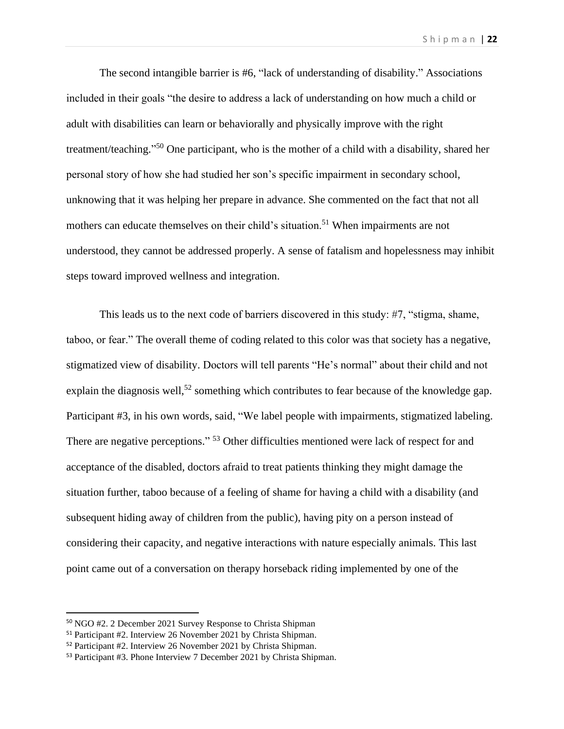The second intangible barrier is #6, "lack of understanding of disability." Associations included in their goals "the desire to address a lack of understanding on how much a child or adult with disabilities can learn or behaviorally and physically improve with the right treatment/teaching."[50] One participant, who is the mother of a child with a disability, shared her personal story of how she had studied her son's specific impairment in secondary school, unknowing that it was helping her prepare in advance. She commented on the fact that not all mothers can educate themselves on their child's situation.[51] When impairments are not understood, they cannot be addressed properly. A sense of fatalism and hopelessness may inhibit steps toward improved wellness and integration.

This leads us to the next code of barriers discovered in this study: #7, "stigma, shame, taboo, or fear." The overall theme of coding related to this color was that society has a negative, stigmatized view of disability. Doctors will tell parents "He's normal" about their child and not explain the diagnosis well,[52] something which contributes to fear because of the knowledge gap. Participant #3, in his own words, said, "We label people with impairments, stigmatized labeling. There are negative perceptions." [53] Other difficulties mentioned were lack of respect for and acceptance of the disabled, doctors afraid to treat patients thinking they might damage the situation further, taboo because of a feeling of shame for having a child with a disability (and subsequent hiding away of children from the public), having pity on a person instead of considering their capacity, and negative interactions with nature especially animals. This last point came out of a conversation on therapy horseback riding implemented by one of the

---

[50] NGO #2. 2 December 2021 Survey Response to Christa Shipman

[51] Participant #2. Interview 26 November 2021 by Christa Shipman.

[52] Participant #2. Interview 26 November 2021 by Christa Shipman.

[53] Participant #3. Phone Interview 7 December 2021 by Christa Shipman.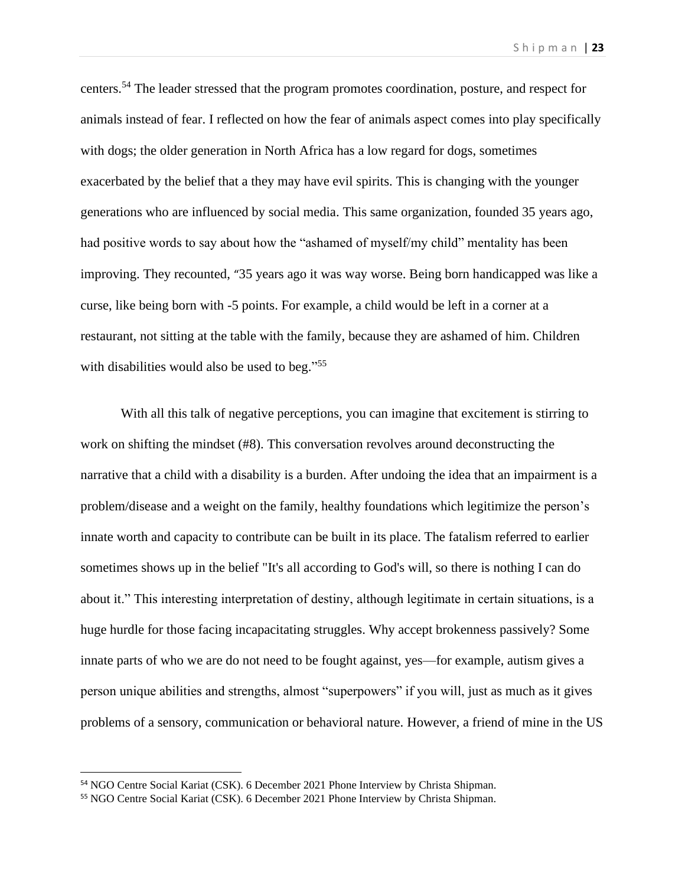centers.[54] The leader stressed that the program promotes coordination, posture, and respect for animals instead of fear. I reflected on how the fear of animals aspect comes into play specifically with dogs; the older generation in North Africa has a low regard for dogs, sometimes exacerbated by the belief that a they may have evil spirits. This is changing with the younger generations who are influenced by social media. This same organization, founded 35 years ago, had positive words to say about how the "ashamed of myself/my child" mentality has been improving. They recounted, "35 years ago it was way worse. Being born handicapped was like a curse, like being born with -5 points. For example, a child would be left in a corner at a restaurant, not sitting at the table with the family, because they are ashamed of him. Children with disabilities would also be used to beg."[55]

With all this talk of negative perceptions, you can imagine that excitement is stirring to work on shifting the mindset (#8). This conversation revolves around deconstructing the narrative that a child with a disability is a burden. After undoing the idea that an impairment is a problem/disease and a weight on the family, healthy foundations which legitimize the person's innate worth and capacity to contribute can be built in its place. The fatalism referred to earlier sometimes shows up in the belief "It's all according to God's will, so there is nothing I can do about it." This interesting interpretation of destiny, although legitimate in certain situations, is a huge hurdle for those facing incapacitating struggles. Why accept brokenness passively? Some innate parts of who we are do not need to be fought against, yes—for example, autism gives a person unique abilities and strengths, almost "superpowers" if you will, just as much as it gives problems of a sensory, communication or behavioral nature. However, a friend of mine in the US

---

[54] NGO Centre Social Kariat (CSK). 6 December 2021 Phone Interview by Christa Shipman.

[55] NGO Centre Social Kariat (CSK). 6 December 2021 Phone Interview by Christa Shipman.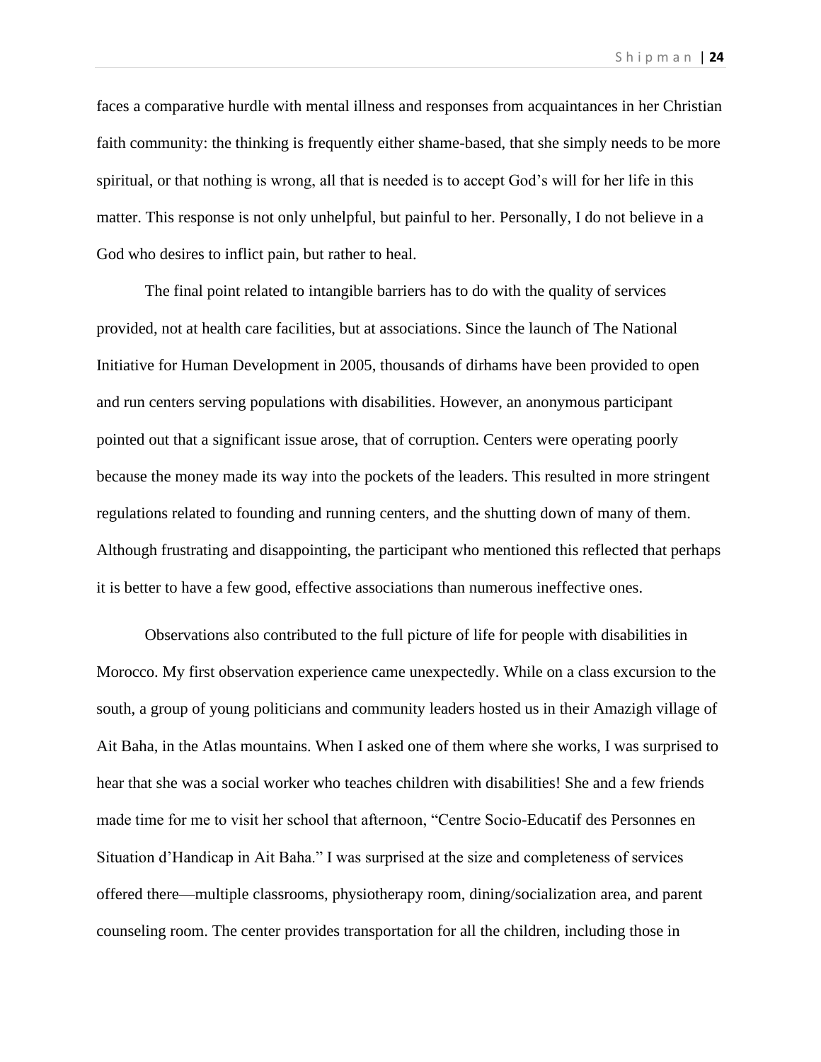faces a comparative hurdle with mental illness and responses from acquaintances in her Christian faith community: the thinking is frequently either shame-based, that she simply needs to be more spiritual, or that nothing is wrong, all that is needed is to accept God's will for her life in this matter. This response is not only unhelpful, but painful to her. Personally, I do not believe in a God who desires to inflict pain, but rather to heal.

The final point related to intangible barriers has to do with the quality of services provided, not at health care facilities, but at associations. Since the launch of The National Initiative for Human Development in 2005, thousands of dirhams have been provided to open and run centers serving populations with disabilities. However, an anonymous participant pointed out that a significant issue arose, that of corruption. Centers were operating poorly because the money made its way into the pockets of the leaders. This resulted in more stringent regulations related to founding and running centers, and the shutting down of many of them. Although frustrating and disappointing, the participant who mentioned this reflected that perhaps it is better to have a few good, effective associations than numerous ineffective ones.

Observations also contributed to the full picture of life for people with disabilities in Morocco. My first observation experience came unexpectedly. While on a class excursion to the south, a group of young politicians and community leaders hosted us in their Amazigh village of Ait Baha, in the Atlas mountains. When I asked one of them where she works, I was surprised to hear that she was a social worker who teaches children with disabilities! She and a few friends made time for me to visit her school that afternoon, "Centre Socio-Educatif des Personnes en Situation d'Handicap in Ait Baha." I was surprised at the size and completeness of services offered there—multiple classrooms, physiotherapy room, dining/socialization area, and parent counseling room. The center provides transportation for all the children, including those in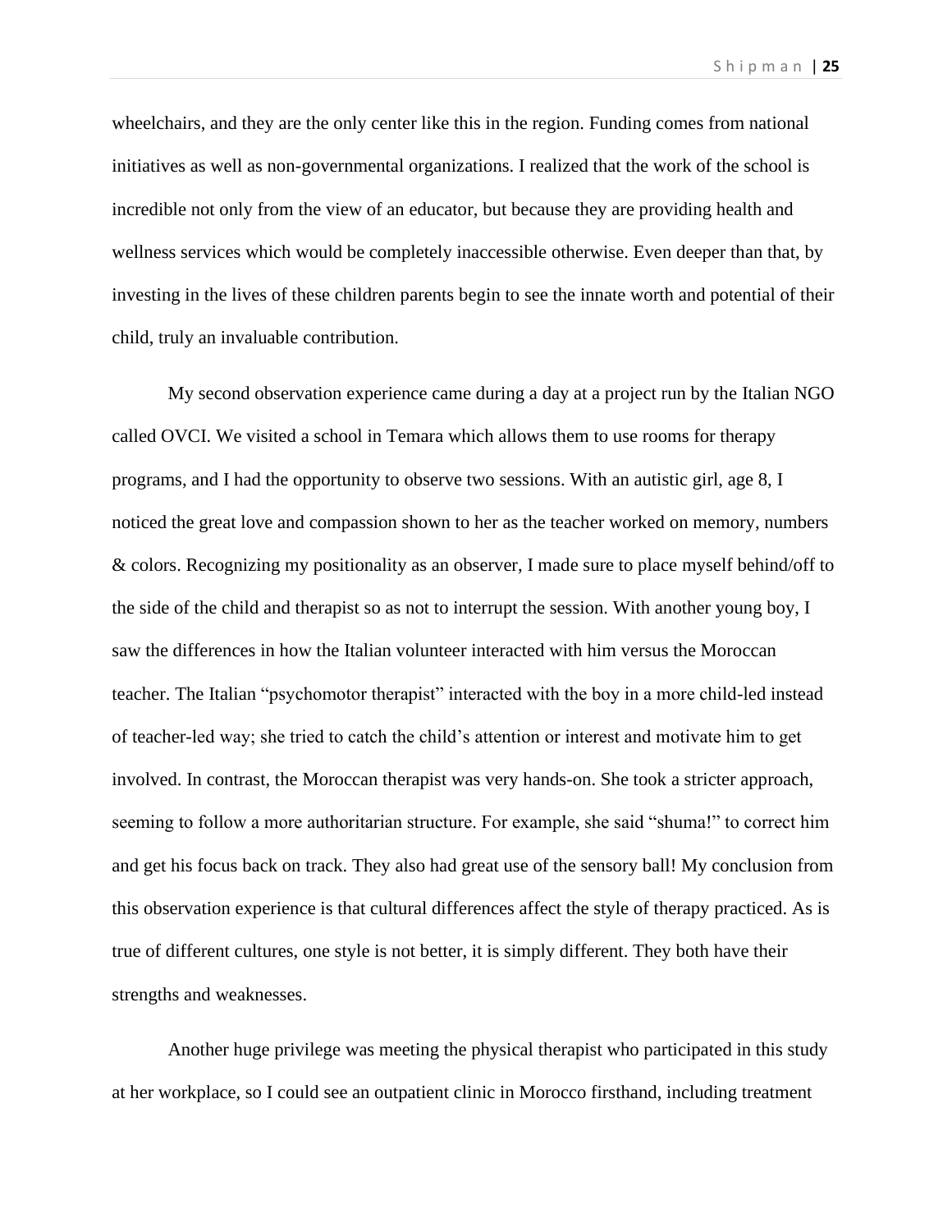wheelchairs, and they are the only center like this in the region. Funding comes from national initiatives as well as non-governmental organizations. I realized that the work of the school is incredible not only from the view of an educator, but because they are providing health and wellness services which would be completely inaccessible otherwise. Even deeper than that, by investing in the lives of these children parents begin to see the innate worth and potential of their child, truly an invaluable contribution.

My second observation experience came during a day at a project run by the Italian NGO called OVCI. We visited a school in Temara which allows them to use rooms for therapy programs, and I had the opportunity to observe two sessions. With an autistic girl, age 8, I noticed the great love and compassion shown to her as the teacher worked on memory, numbers & colors. Recognizing my positionality as an observer, I made sure to place myself behind/off to the side of the child and therapist so as not to interrupt the session. With another young boy, I saw the differences in how the Italian volunteer interacted with him versus the Moroccan teacher. The Italian "psychomotor therapist" interacted with the boy in a more child-led instead of teacher-led way; she tried to catch the child's attention or interest and motivate him to get involved. In contrast, the Moroccan therapist was very hands-on. She took a stricter approach, seeming to follow a more authoritarian structure. For example, she said "shuma!" to correct him and get his focus back on track. They also had great use of the sensory ball! My conclusion from this observation experience is that cultural differences affect the style of therapy practiced. As is true of different cultures, one style is not better, it is simply different. They both have their strengths and weaknesses.

Another huge privilege was meeting the physical therapist who participated in this study at her workplace, so I could see an outpatient clinic in Morocco firsthand, including treatment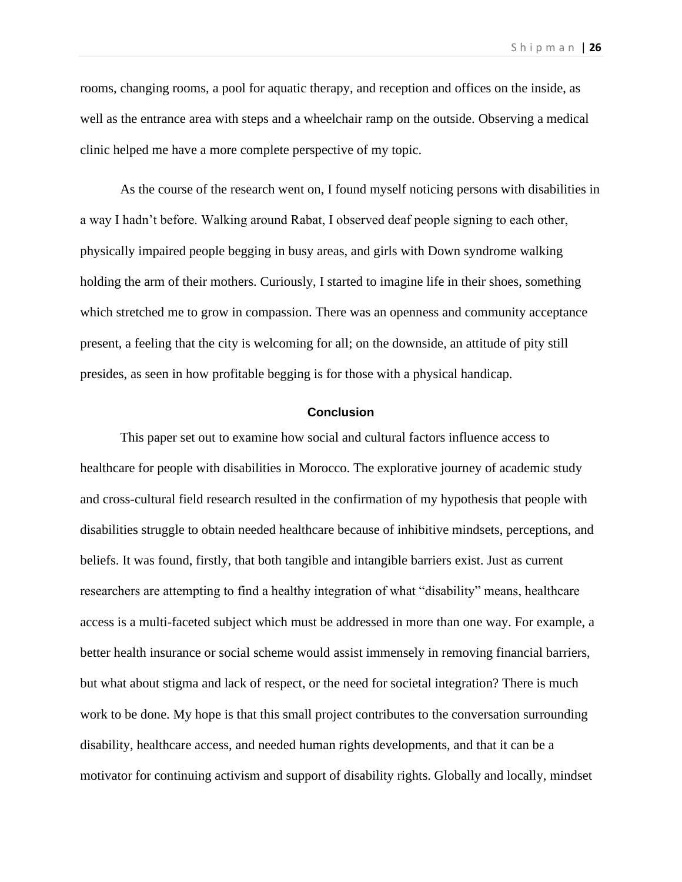rooms, changing rooms, a pool for aquatic therapy, and reception and offices on the inside, as well as the entrance area with steps and a wheelchair ramp on the outside. Observing a medical clinic helped me have a more complete perspective of my topic.

As the course of the research went on, I found myself noticing persons with disabilities in a way I hadn't before. Walking around Rabat, I observed deaf people signing to each other, physically impaired people begging in busy areas, and girls with Down syndrome walking holding the arm of their mothers. Curiously, I started to imagine life in their shoes, something which stretched me to grow in compassion. There was an openness and community acceptance present, a feeling that the city is welcoming for all; on the downside, an attitude of pity still presides, as seen in how profitable begging is for those with a physical handicap.

## Conclusion

This paper set out to examine how social and cultural factors influence access to healthcare for people with disabilities in Morocco. The explorative journey of academic study and cross-cultural field research resulted in the confirmation of my hypothesis that people with disabilities struggle to obtain needed healthcare because of inhibitive mindsets, perceptions, and beliefs. It was found, firstly, that both tangible and intangible barriers exist. Just as current researchers are attempting to find a healthy integration of what "disability" means, healthcare access is a multi-faceted subject which must be addressed in more than one way. For example, a better health insurance or social scheme would assist immensely in removing financial barriers, but what about stigma and lack of respect, or the need for societal integration? There is much work to be done. My hope is that this small project contributes to the conversation surrounding disability, healthcare access, and needed human rights developments, and that it can be a motivator for continuing activism and support of disability rights. Globally and locally, mindset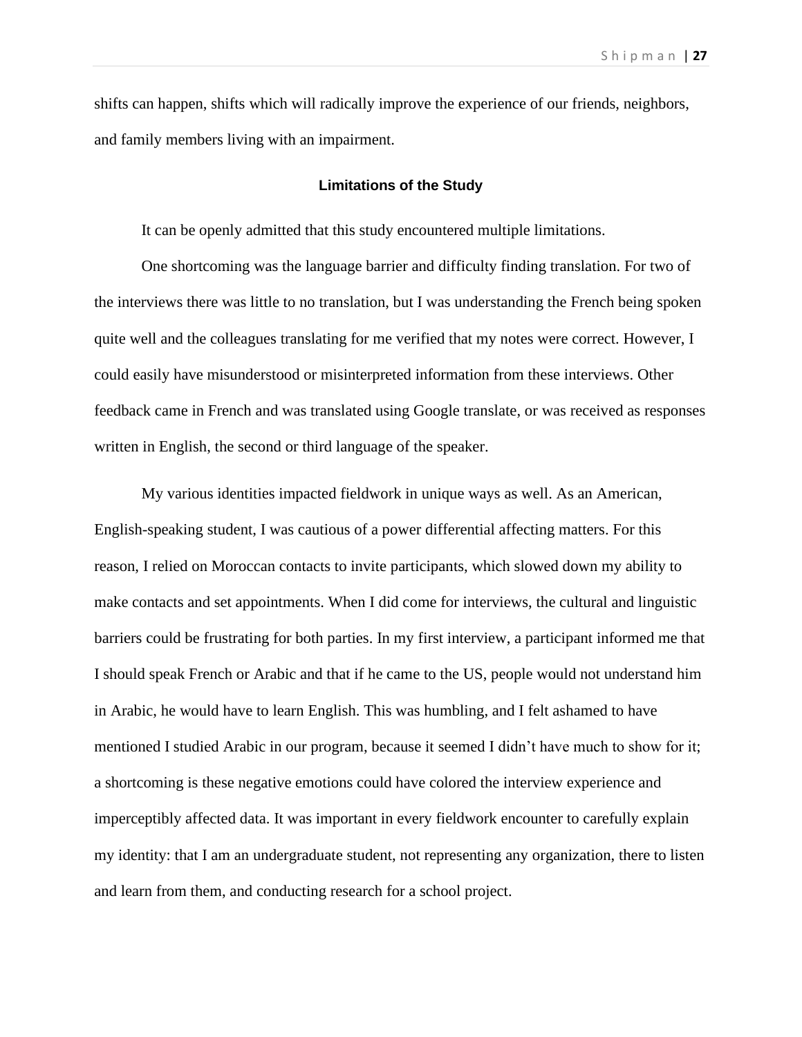shifts can happen, shifts which will radically improve the experience of our friends, neighbors, and family members living with an impairment.

### Limitations of the Study

It can be openly admitted that this study encountered multiple limitations.

One shortcoming was the language barrier and difficulty finding translation. For two of the interviews there was little to no translation, but I was understanding the French being spoken quite well and the colleagues translating for me verified that my notes were correct. However, I could easily have misunderstood or misinterpreted information from these interviews. Other feedback came in French and was translated using Google translate, or was received as responses written in English, the second or third language of the speaker.

My various identities impacted fieldwork in unique ways as well. As an American, English-speaking student, I was cautious of a power differential affecting matters. For this reason, I relied on Moroccan contacts to invite participants, which slowed down my ability to make contacts and set appointments. When I did come for interviews, the cultural and linguistic barriers could be frustrating for both parties. In my first interview, a participant informed me that I should speak French or Arabic and that if he came to the US, people would not understand him in Arabic, he would have to learn English. This was humbling, and I felt ashamed to have mentioned I studied Arabic in our program, because it seemed I didn't have much to show for it; a shortcoming is these negative emotions could have colored the interview experience and imperceptibly affected data. It was important in every fieldwork encounter to carefully explain my identity: that I am an undergraduate student, not representing any organization, there to listen and learn from them, and conducting research for a school project.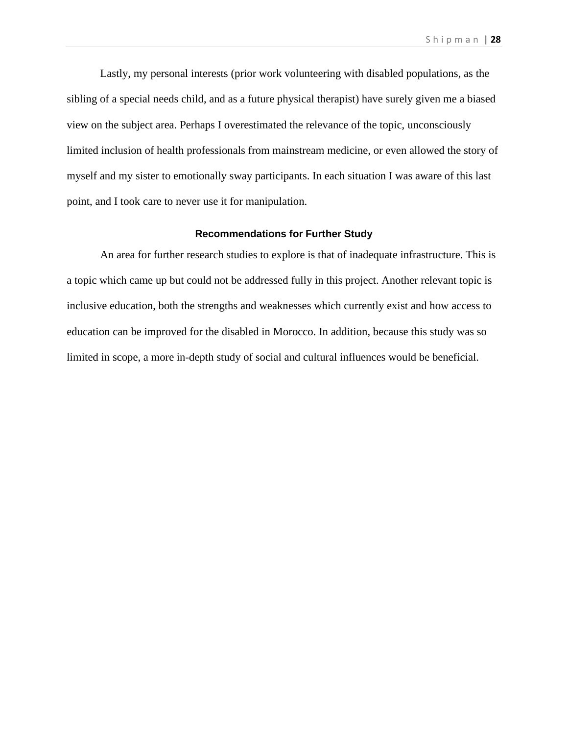Lastly, my personal interests (prior work volunteering with disabled populations, as the sibling of a special needs child, and as a future physical therapist) have surely given me a biased view on the subject area. Perhaps I overestimated the relevance of the topic, unconsciously limited inclusion of health professionals from mainstream medicine, or even allowed the story of myself and my sister to emotionally sway participants. In each situation I was aware of this last point, and I took care to never use it for manipulation.

## Recommendations for Further Study

An area for further research studies to explore is that of inadequate infrastructure. This is a topic which came up but could not be addressed fully in this project. Another relevant topic is inclusive education, both the strengths and weaknesses which currently exist and how access to education can be improved for the disabled in Morocco. In addition, because this study was so limited in scope, a more in-depth study of social and cultural influences would be beneficial.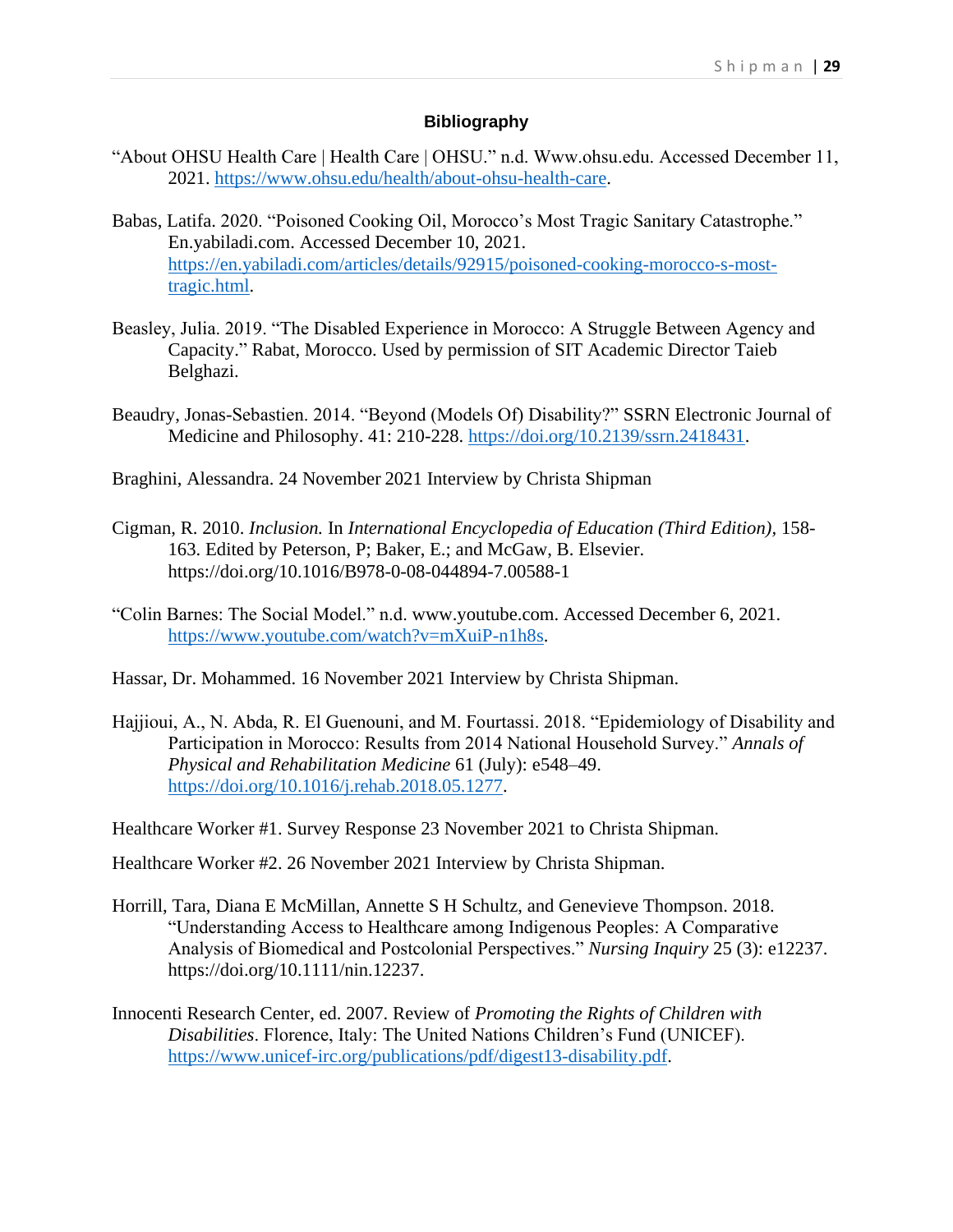## Bibliography

"About OHSU Health Care | Health Care | OHSU." n.d. Www.ohsu.edu. Accessed December 11, 2021. https://www.ohsu.edu/health/about-ohsu-health-care.

Babas, Latifa. 2020. "Poisoned Cooking Oil, Morocco's Most Tragic Sanitary Catastrophe." En.yabiladi.com. Accessed December 10, 2021. https://en.yabiladi.com/articles/details/92915/poisoned-cooking-morocco-s-most-tragic.html.

Beasley, Julia. 2019. "The Disabled Experience in Morocco: A Struggle Between Agency and Capacity." Rabat, Morocco. Used by permission of SIT Academic Director Taieb Belghazi.

Beaudry, Jonas-Sebastien. 2014. "Beyond (Models Of) Disability?" SSRN Electronic Journal of Medicine and Philosophy. 41: 210-228. https://doi.org/10.2139/ssrn.2418431.

Braghini, Alessandra. 24 November 2021 Interview by Christa Shipman

Cigman, R. 2010. *Inclusion.* In *International Encyclopedia of Education (Third Edition),* 158-163. Edited by Peterson, P; Baker, E.; and McGaw, B. Elsevier. https://doi.org/10.1016/B978-0-08-044894-7.00588-1

"Colin Barnes: The Social Model." n.d. www.youtube.com. Accessed December 6, 2021. https://www.youtube.com/watch?v=mXuiP-n1h8s.

Hassar, Dr. Mohammed. 16 November 2021 Interview by Christa Shipman.

Hajjioui, A., N. Abda, R. El Guenouni, and M. Fourtassi. 2018. "Epidemiology of Disability and Participation in Morocco: Results from 2014 National Household Survey." *Annals of Physical and Rehabilitation Medicine* 61 (July): e548–49. https://doi.org/10.1016/j.rehab.2018.05.1277.

Healthcare Worker #1. Survey Response 23 November 2021 to Christa Shipman.

Healthcare Worker #2. 26 November 2021 Interview by Christa Shipman.

Horrill, Tara, Diana E McMillan, Annette S H Schultz, and Genevieve Thompson. 2018. "Understanding Access to Healthcare among Indigenous Peoples: A Comparative Analysis of Biomedical and Postcolonial Perspectives." *Nursing Inquiry* 25 (3): e12237. https://doi.org/10.1111/nin.12237.

Innocenti Research Center, ed. 2007. Review of *Promoting the Rights of Children with Disabilities*. Florence, Italy: The United Nations Children's Fund (UNICEF). https://www.unicef-irc.org/publications/pdf/digest13-disability.pdf.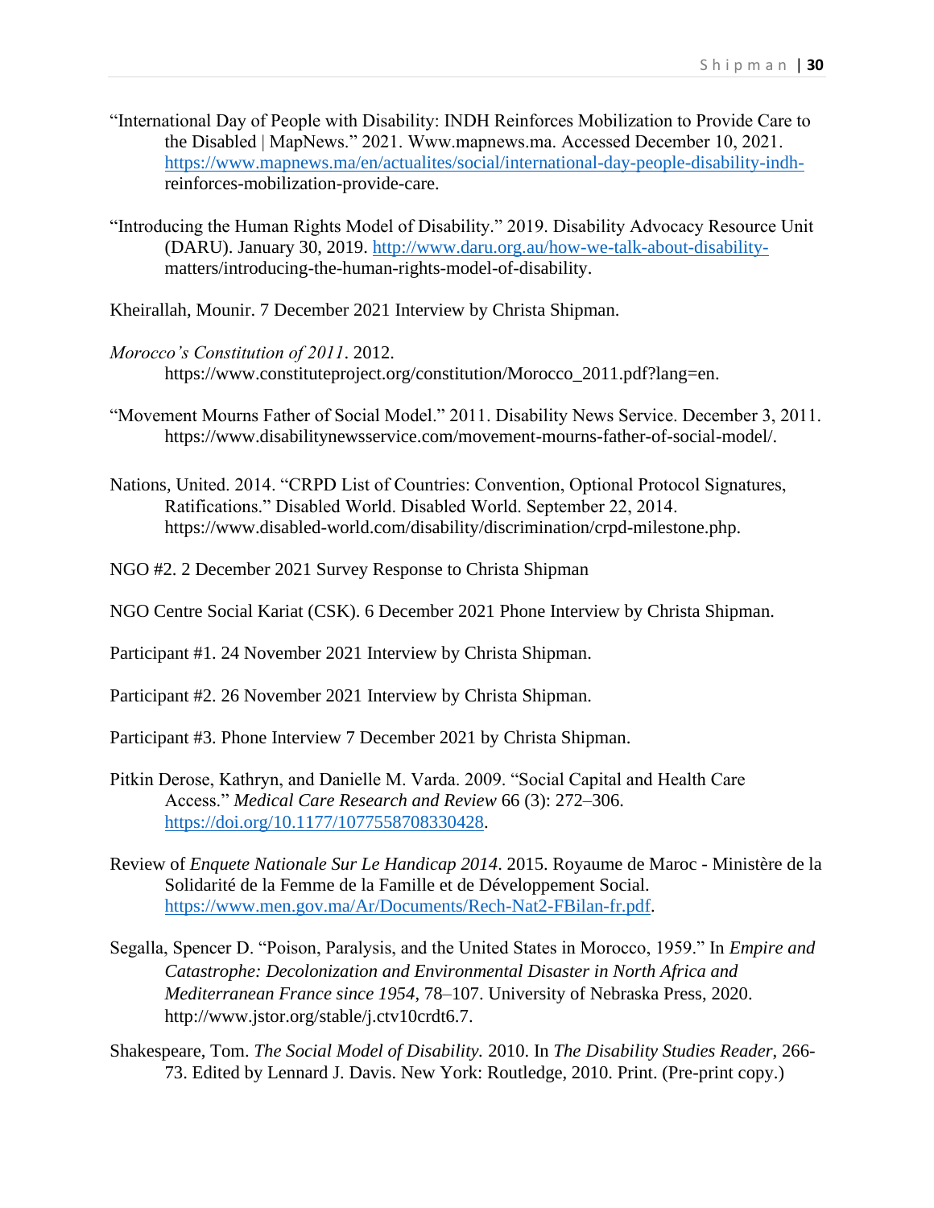"International Day of People with Disability: INDH Reinforces Mobilization to Provide Care to the Disabled | MapNews." 2021. Www.mapnews.ma. Accessed December 10, 2021. https://www.mapnews.ma/en/actualites/social/international-day-people-disability-indh-reinforces-mobilization-provide-care.

"Introducing the Human Rights Model of Disability." 2019. Disability Advocacy Resource Unit (DARU). January 30, 2019. http://www.daru.org.au/how-we-talk-about-disability-matters/introducing-the-human-rights-model-of-disability.

Kheirallah, Mounir. 7 December 2021 Interview by Christa Shipman.

*Morocco's Constitution of 2011*. 2012. https://www.constituteproject.org/constitution/Morocco_2011.pdf?lang=en.

"Movement Mourns Father of Social Model." 2011. Disability News Service. December 3, 2011. https://www.disabilitynewsservice.com/movement-mourns-father-of-social-model/.

Nations, United. 2014. "CRPD List of Countries: Convention, Optional Protocol Signatures, Ratifications." Disabled World. Disabled World. September 22, 2014. https://www.disabled-world.com/disability/discrimination/crpd-milestone.php.

NGO #2. 2 December 2021 Survey Response to Christa Shipman

NGO Centre Social Kariat (CSK). 6 December 2021 Phone Interview by Christa Shipman.

Participant #1. 24 November 2021 Interview by Christa Shipman.

Participant #2. 26 November 2021 Interview by Christa Shipman.

Participant #3. Phone Interview 7 December 2021 by Christa Shipman.

Pitkin Derose, Kathryn, and Danielle M. Varda. 2009. "Social Capital and Health Care Access." *Medical Care Research and Review* 66 (3): 272–306. https://doi.org/10.1177/1077558708330428.

Review of *Enquete Nationale Sur Le Handicap 2014*. 2015. Royaume de Maroc - Ministère de la Solidarité de la Femme de la Famille et de Développement Social. https://www.men.gov.ma/Ar/Documents/Rech-Nat2-FBilan-fr.pdf.

Segalla, Spencer D. "Poison, Paralysis, and the United States in Morocco, 1959." In *Empire and Catastrophe: Decolonization and Environmental Disaster in North Africa and Mediterranean France since 1954*, 78–107. University of Nebraska Press, 2020. http://www.jstor.org/stable/j.ctv10crdt6.7.

Shakespeare, Tom. *The Social Model of Disability.* 2010. In *The Disability Studies Reader*, 266-73. Edited by Lennard J. Davis. New York: Routledge, 2010. Print. (Pre-print copy.)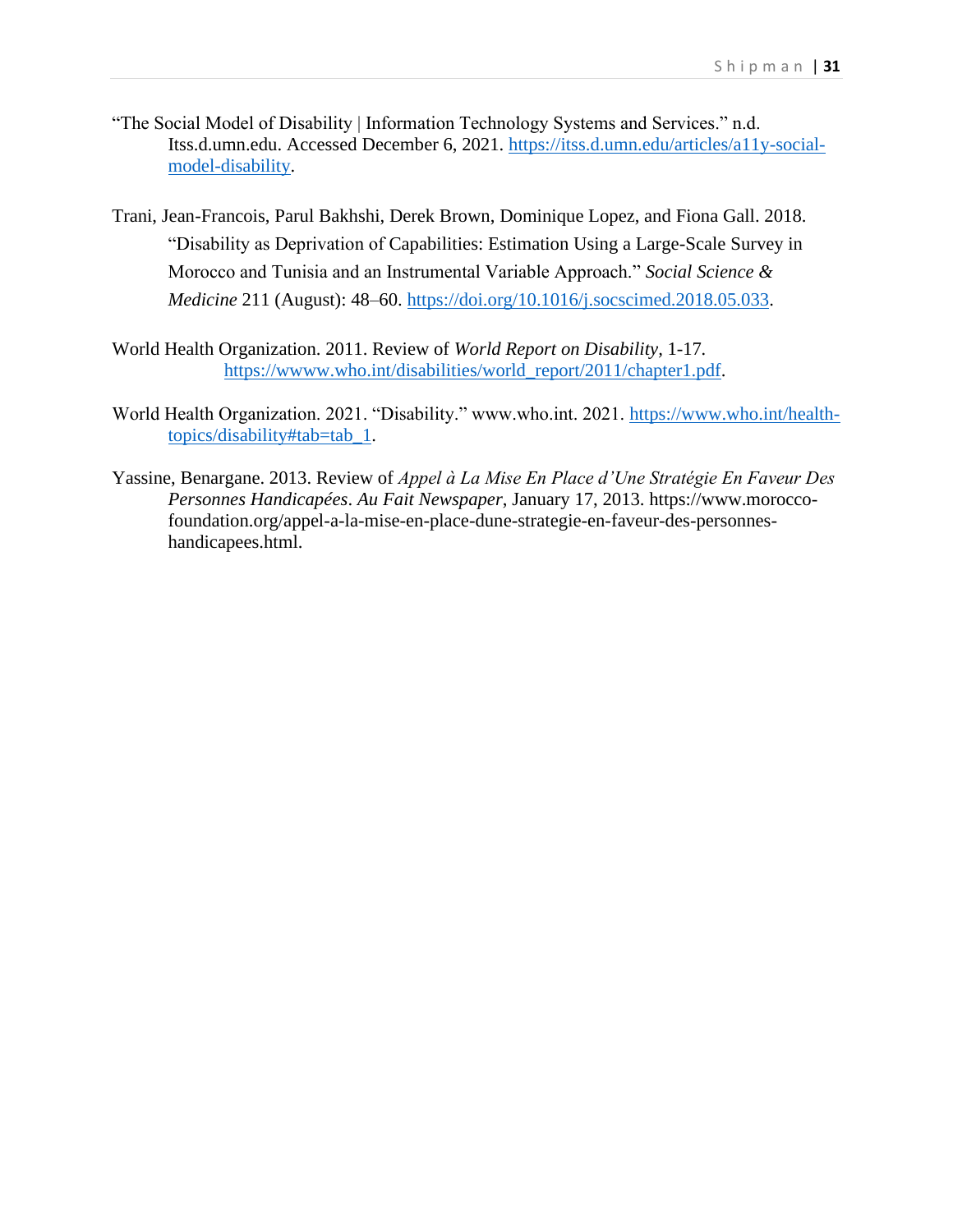"The Social Model of Disability | Information Technology Systems and Services." n.d. Itss.d.umn.edu. Accessed December 6, 2021. https://itss.d.umn.edu/articles/a11y-social-model-disability.

Trani, Jean-Francois, Parul Bakhshi, Derek Brown, Dominique Lopez, and Fiona Gall. 2018. "Disability as Deprivation of Capabilities: Estimation Using a Large-Scale Survey in Morocco and Tunisia and an Instrumental Variable Approach." *Social Science & Medicine* 211 (August): 48–60. https://doi.org/10.1016/j.socscimed.2018.05.033.

World Health Organization. 2011. Review of *World Report on Disability*, 1-17. https://wwww.who.int/disabilities/world_report/2011/chapter1.pdf.

World Health Organization. 2021. "Disability." www.who.int. 2021. https://www.who.int/health-topics/disability#tab=tab_1.

Yassine, Benargane. 2013. Review of *Appel à La Mise En Place d'Une Stratégie En Faveur Des Personnes Handicapées*. *Au Fait Newspaper*, January 17, 2013. https://www.morocco-foundation.org/appel-a-la-mise-en-place-dune-strategie-en-faveur-des-personnes-handicapees.html.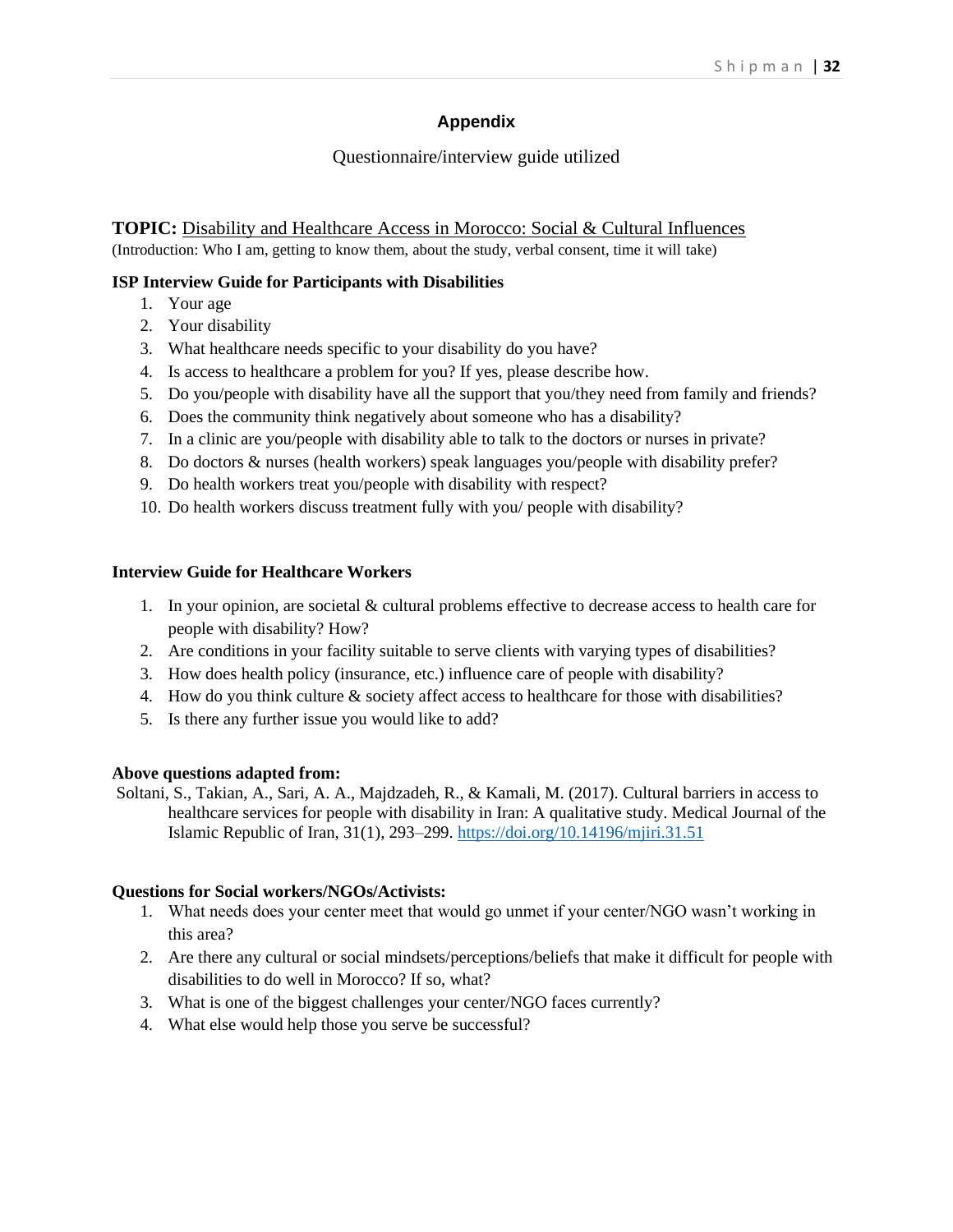# Appendix

Questionnaire/interview guide utilized

**TOPIC:** Disability and Healthcare Access in Morocco: Social & Cultural Influences
(Introduction: Who I am, getting to know them, about the study, verbal consent, time it will take)

**ISP Interview Guide for Participants with Disabilities**

1. Your age
2. Your disability
3. What healthcare needs specific to your disability do you have?
4. Is access to healthcare a problem for you? If yes, please describe how.
5. Do you/people with disability have all the support that you/they need from family and friends?
6. Does the community think negatively about someone who has a disability?
7. In a clinic are you/people with disability able to talk to the doctors or nurses in private?
8. Do doctors & nurses (health workers) speak languages you/people with disability prefer?
9. Do health workers treat you/people with disability with respect?
10. Do health workers discuss treatment fully with you/ people with disability?

**Interview Guide for Healthcare Workers**

1. In your opinion, are societal & cultural problems effective to decrease access to health care for people with disability? How?
2. Are conditions in your facility suitable to serve clients with varying types of disabilities?
3. How does health policy (insurance, etc.) influence care of people with disability?
4. How do you think culture & society affect access to healthcare for those with disabilities?
5. Is there any further issue you would like to add?

**Above questions adapted from:**

Soltani, S., Takian, A., Sari, A. A., Majdzadeh, R., & Kamali, M. (2017). Cultural barriers in access to healthcare services for people with disability in Iran: A qualitative study. Medical Journal of the Islamic Republic of Iran, 31(1), 293–299. https://doi.org/10.14196/mjiri.31.51

**Questions for Social workers/NGOs/Activists:**

1. What needs does your center meet that would go unmet if your center/NGO wasn't working in this area?
2. Are there any cultural or social mindsets/perceptions/beliefs that make it difficult for people with disabilities to do well in Morocco? If so, what?
3. What is one of the biggest challenges your center/NGO faces currently?
4. What else would help those you serve be successful?